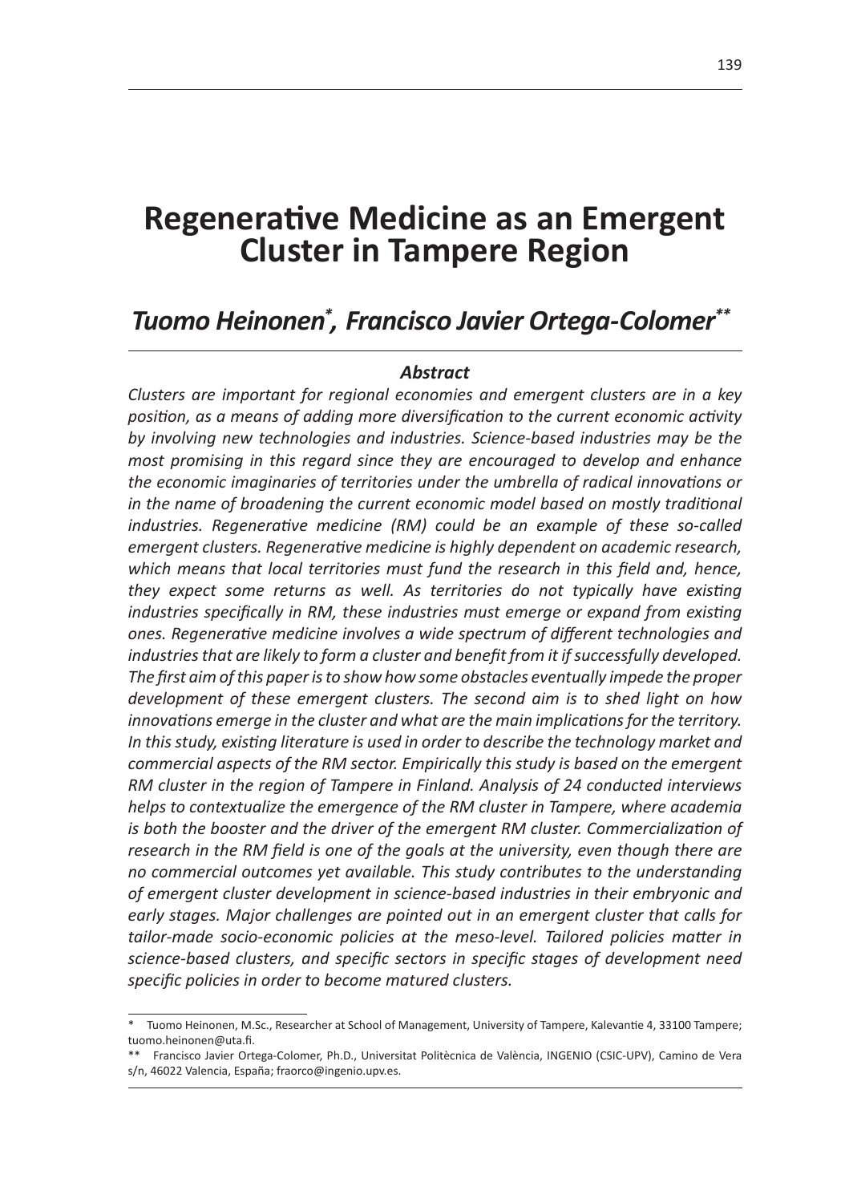# Regenerative Medicine as an Emergent Cluster in Tampere Region

## *Tuomo Heinonen*[*], *Francisco Javier Ortega-Colomer*[**]

### *Abstract*

*Clusters are important for regional economies and emergent clusters are in a key position, as a means of adding more diversification to the current economic activity by involving new technologies and industries. Science-based industries may be the most promising in this regard since they are encouraged to develop and enhance the economic imaginaries of territories under the umbrella of radical innovations or in the name of broadening the current economic model based on mostly traditional industries. Regenerative medicine (RM) could be an example of these so-called emergent clusters. Regenerative medicine is highly dependent on academic research, which means that local territories must fund the research in this field and, hence, they expect some returns as well. As territories do not typically have existing industries specifically in RM, these industries must emerge or expand from existing ones. Regenerative medicine involves a wide spectrum of different technologies and industries that are likely to form a cluster and benefit from it if successfully developed. The first aim of this paper is to show how some obstacles eventually impede the proper development of these emergent clusters. The second aim is to shed light on how innovations emerge in the cluster and what are the main implications for the territory. In this study, existing literature is used in order to describe the technology market and commercial aspects of the RM sector. Empirically this study is based on the emergent RM cluster in the region of Tampere in Finland. Analysis of 24 conducted interviews helps to contextualize the emergence of the RM cluster in Tampere, where academia is both the booster and the driver of the emergent RM cluster. Commercialization of research in the RM field is one of the goals at the university, even though there are no commercial outcomes yet available. This study contributes to the understanding of emergent cluster development in science-based industries in their embryonic and early stages. Major challenges are pointed out in an emergent cluster that calls for tailor-made socio-economic policies at the meso-level. Tailored policies matter in science-based clusters, and specific sectors in specific stages of development need specific policies in order to become matured clusters.*

---

[*] Tuomo Heinonen, M.Sc., Researcher at School of Management, University of Tampere, Kalevantie 4, 33100 Tampere; tuomo.heinonen@uta.fi.

[**] Francisco Javier Ortega-Colomer, Ph.D., Universitat Politècnica de València, INGENIO (CSIC-UPV), Camino de Vera s/n, 46022 Valencia, España; fraorco@ingenio.upv.es.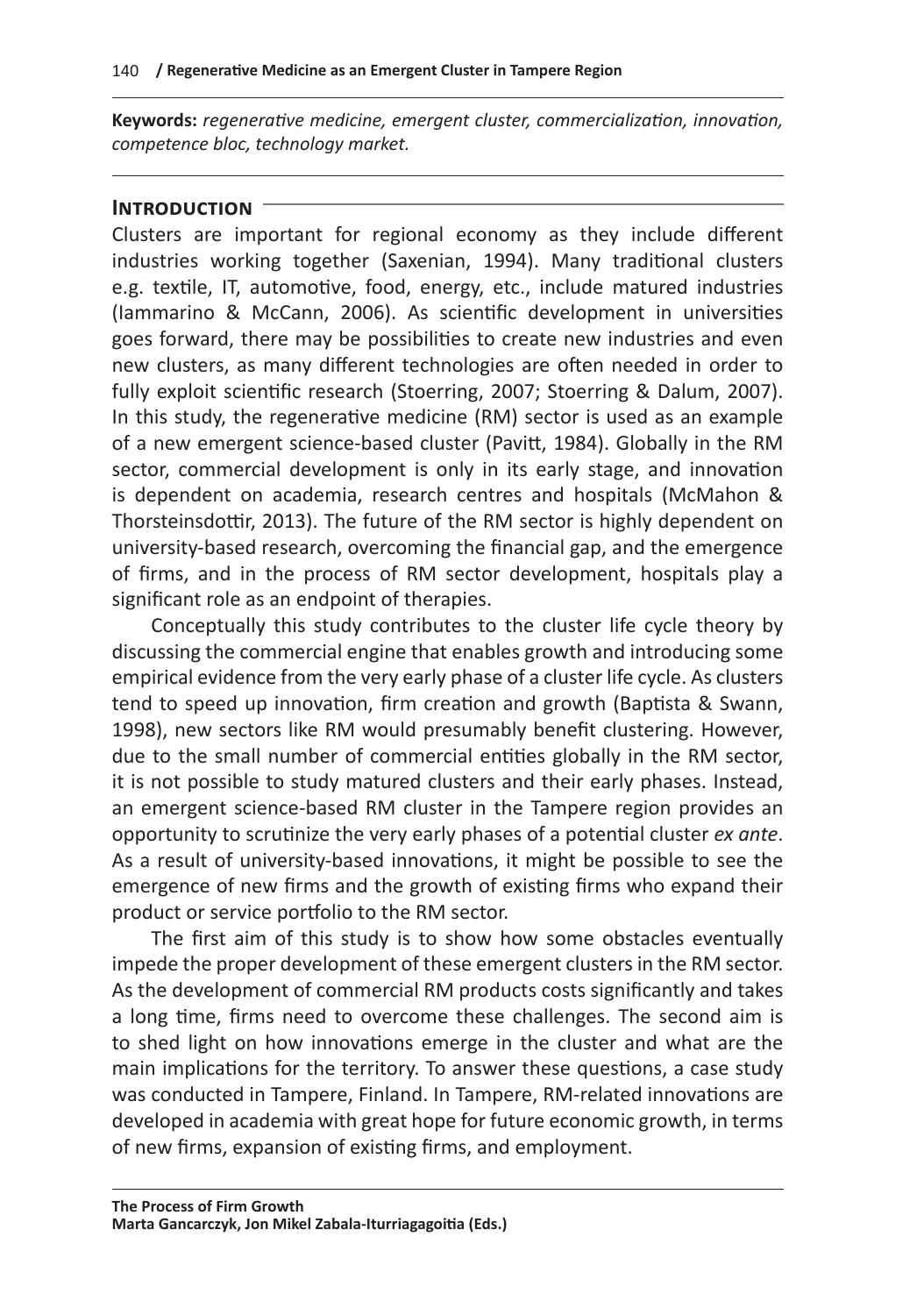**Keywords:** *regenerative medicine, emergent cluster, commercialization, innovation, competence bloc, technology market.*

## Introduction

Clusters are important for regional economy as they include different industries working together (Saxenian, 1994). Many traditional clusters e.g. textile, IT, automotive, food, energy, etc., include matured industries (Iammarino & McCann, 2006). As scientific development in universities goes forward, there may be possibilities to create new industries and even new clusters, as many different technologies are often needed in order to fully exploit scientific research (Stoerring, 2007; Stoerring & Dalum, 2007). In this study, the regenerative medicine (RM) sector is used as an example of a new emergent science-based cluster (Pavitt, 1984). Globally in the RM sector, commercial development is only in its early stage, and innovation is dependent on academia, research centres and hospitals (McMahon & Thorsteinsdottir, 2013). The future of the RM sector is highly dependent on university-based research, overcoming the financial gap, and the emergence of firms, and in the process of RM sector development, hospitals play a significant role as an endpoint of therapies.

Conceptually this study contributes to the cluster life cycle theory by discussing the commercial engine that enables growth and introducing some empirical evidence from the very early phase of a cluster life cycle. As clusters tend to speed up innovation, firm creation and growth (Baptista & Swann, 1998), new sectors like RM would presumably benefit clustering. However, due to the small number of commercial entities globally in the RM sector, it is not possible to study matured clusters and their early phases. Instead, an emergent science-based RM cluster in the Tampere region provides an opportunity to scrutinize the very early phases of a potential cluster *ex ante*. As a result of university-based innovations, it might be possible to see the emergence of new firms and the growth of existing firms who expand their product or service portfolio to the RM sector.

The first aim of this study is to show how some obstacles eventually impede the proper development of these emergent clusters in the RM sector. As the development of commercial RM products costs significantly and takes a long time, firms need to overcome these challenges. The second aim is to shed light on how innovations emerge in the cluster and what are the main implications for the territory. To answer these questions, a case study was conducted in Tampere, Finland. In Tampere, RM-related innovations are developed in academia with great hope for future economic growth, in terms of new firms, expansion of existing firms, and employment.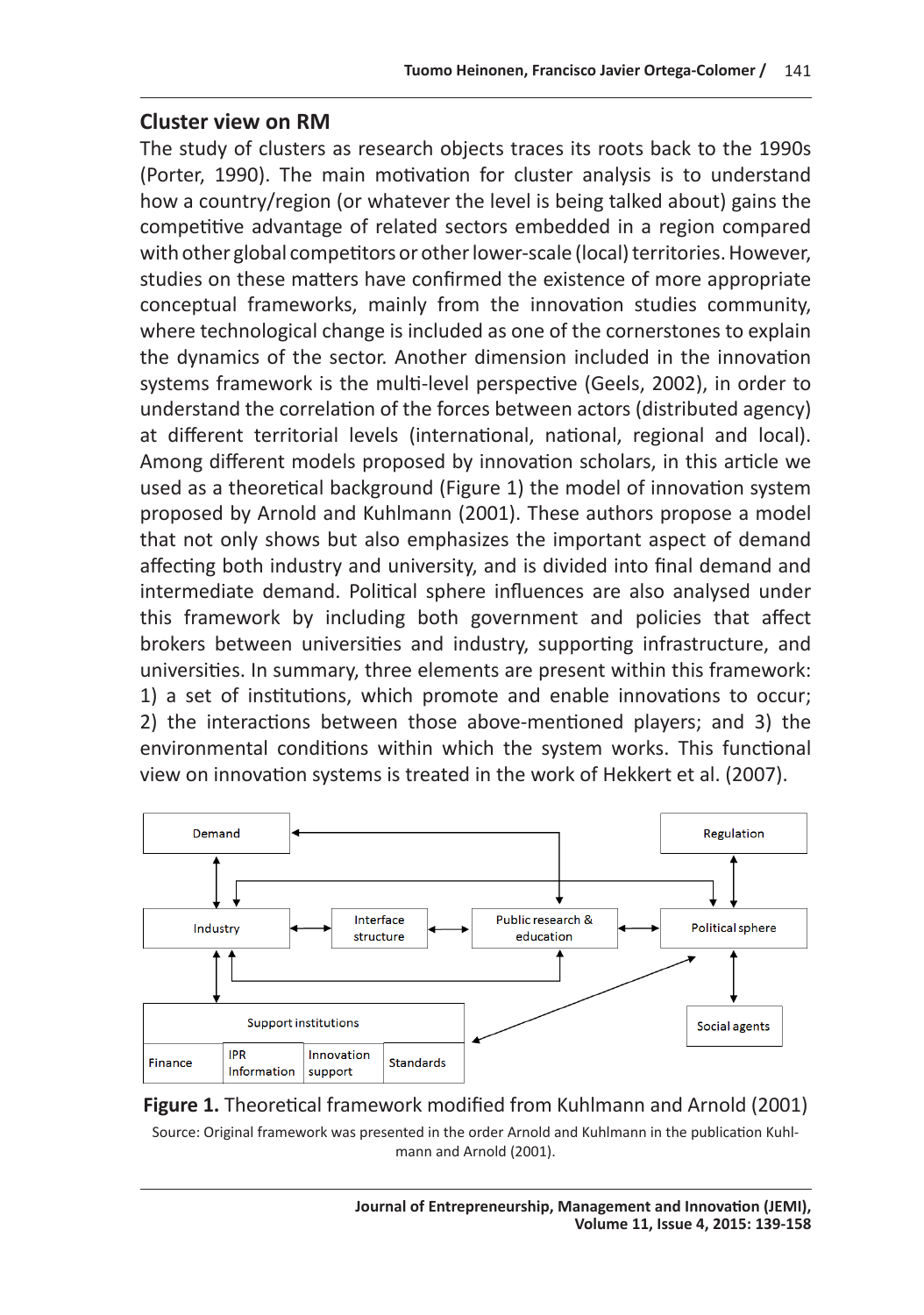## Cluster view on RM

The study of clusters as research objects traces its roots back to the 1990s (Porter, 1990). The main motivation for cluster analysis is to understand how a country/region (or whatever the level is being talked about) gains the competitive advantage of related sectors embedded in a region compared with other global competitors or other lower-scale (local) territories. However, studies on these matters have confirmed the existence of more appropriate conceptual frameworks, mainly from the innovation studies community, where technological change is included as one of the cornerstones to explain the dynamics of the sector. Another dimension included in the innovation systems framework is the multi-level perspective (Geels, 2002), in order to understand the correlation of the forces between actors (distributed agency) at different territorial levels (international, national, regional and local). Among different models proposed by innovation scholars, in this article we used as a theoretical background (Figure 1) the model of innovation system proposed by Arnold and Kuhlmann (2001). These authors propose a model that not only shows but also emphasizes the important aspect of demand affecting both industry and university, and is divided into final demand and intermediate demand. Political sphere influences are also analysed under this framework by including both government and policies that affect brokers between universities and industry, supporting infrastructure, and universities. In summary, three elements are present within this framework: 1) a set of institutions, which promote and enable innovations to occur; 2) the interactions between those above-mentioned players; and 3) the environmental conditions within which the system works. This functional view on innovation systems is treated in the work of Hekkert et al. (2007).

**Figure 1.** Theoretical framework modified from Kuhlmann and Arnold (2001)

Source: Original framework was presented in the order Arnold and Kuhlmann in the publication Kuhlmann and Arnold (2001).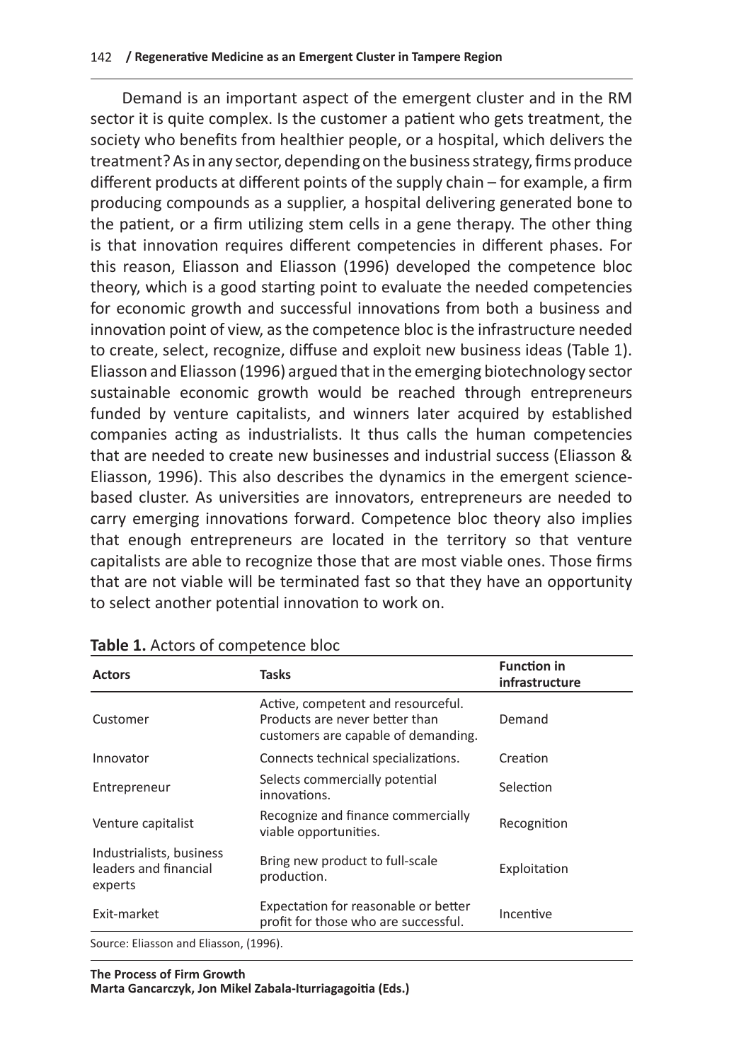Demand is an important aspect of the emergent cluster and in the RM sector it is quite complex. Is the customer a patient who gets treatment, the society who benefits from healthier people, or a hospital, which delivers the treatment? As in any sector, depending on the business strategy, firms produce different products at different points of the supply chain – for example, a firm producing compounds as a supplier, a hospital delivering generated bone to the patient, or a firm utilizing stem cells in a gene therapy. The other thing is that innovation requires different competencies in different phases. For this reason, Eliasson and Eliasson (1996) developed the competence bloc theory, which is a good starting point to evaluate the needed competencies for economic growth and successful innovations from both a business and innovation point of view, as the competence bloc is the infrastructure needed to create, select, recognize, diffuse and exploit new business ideas (Table 1). Eliasson and Eliasson (1996) argued that in the emerging biotechnology sector sustainable economic growth would be reached through entrepreneurs funded by venture capitalists, and winners later acquired by established companies acting as industrialists. It thus calls the human competencies that are needed to create new businesses and industrial success (Eliasson & Eliasson, 1996). This also describes the dynamics in the emergent science-based cluster. As universities are innovators, entrepreneurs are needed to carry emerging innovations forward. Competence bloc theory also implies that enough entrepreneurs are located in the territory so that venture capitalists are able to recognize those that are most viable ones. Those firms that are not viable will be terminated fast so that they have an opportunity to select another potential innovation to work on.

**Table 1.** Actors of competence bloc

| Actors | Tasks | Function in infrastructure |
|---|---|---|
| Customer | Active, competent and resourceful. Products are never better than customers are capable of demanding. | Demand |
| Innovator | Connects technical specializations. | Creation |
| Entrepreneur | Selects commercially potential innovations. | Selection |
| Venture capitalist | Recognize and finance commercially viable opportunities. | Recognition |
| Industrialists, business leaders and financial experts | Bring new product to full-scale production. | Exploitation |
| Exit-market | Expectation for reasonable or better profit for those who are successful. | Incentive |

Source: Eliasson and Eliasson, (1996).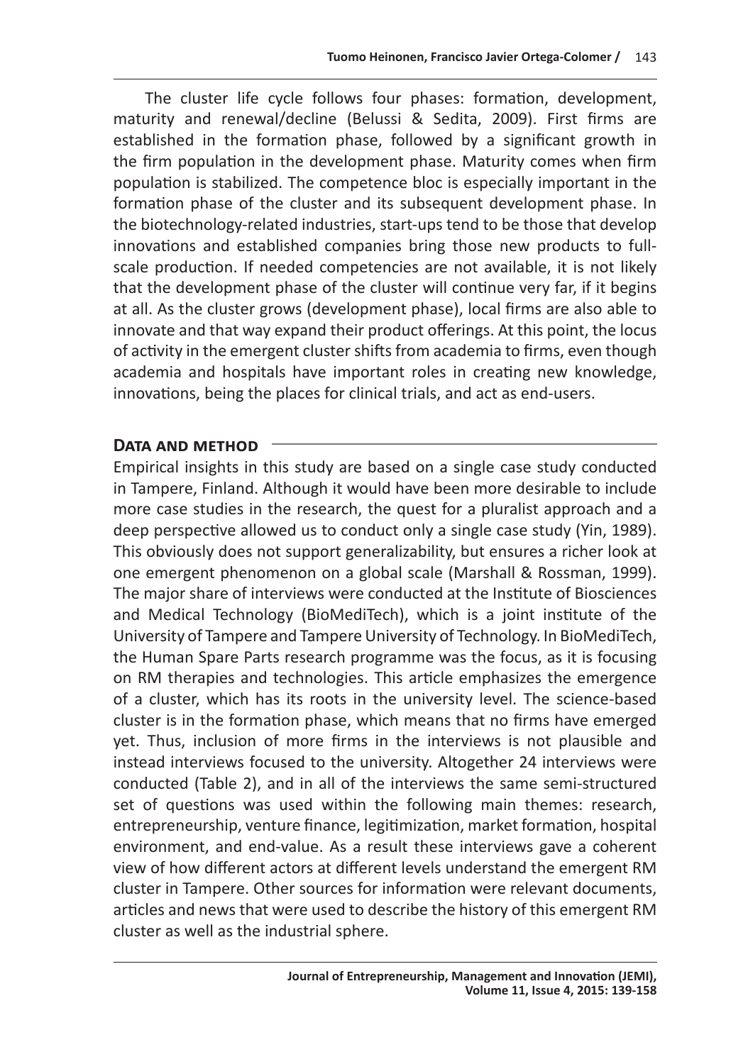The cluster life cycle follows four phases: formation, development, maturity and renewal/decline (Belussi & Sedita, 2009). First firms are established in the formation phase, followed by a significant growth in the firm population in the development phase. Maturity comes when firm population is stabilized. The competence bloc is especially important in the formation phase of the cluster and its subsequent development phase. In the biotechnology-related industries, start-ups tend to be those that develop innovations and established companies bring those new products to full-scale production. If needed competencies are not available, it is not likely that the development phase of the cluster will continue very far, if it begins at all. As the cluster grows (development phase), local firms are also able to innovate and that way expand their product offerings. At this point, the locus of activity in the emergent cluster shifts from academia to firms, even though academia and hospitals have important roles in creating new knowledge, innovations, being the places for clinical trials, and act as end-users.

## Data and method

Empirical insights in this study are based on a single case study conducted in Tampere, Finland. Although it would have been more desirable to include more case studies in the research, the quest for a pluralist approach and a deep perspective allowed us to conduct only a single case study (Yin, 1989). This obviously does not support generalizability, but ensures a richer look at one emergent phenomenon on a global scale (Marshall & Rossman, 1999). The major share of interviews were conducted at the Institute of Biosciences and Medical Technology (BioMediTech), which is a joint institute of the University of Tampere and Tampere University of Technology. In BioMediTech, the Human Spare Parts research programme was the focus, as it is focusing on RM therapies and technologies. This article emphasizes the emergence of a cluster, which has its roots in the university level. The science-based cluster is in the formation phase, which means that no firms have emerged yet. Thus, inclusion of more firms in the interviews is not plausible and instead interviews focused to the university. Altogether 24 interviews were conducted (Table 2), and in all of the interviews the same semi-structured set of questions was used within the following main themes: research, entrepreneurship, venture finance, legitimization, market formation, hospital environment, and end-value. As a result these interviews gave a coherent view of how different actors at different levels understand the emergent RM cluster in Tampere. Other sources for information were relevant documents, articles and news that were used to describe the history of this emergent RM cluster as well as the industrial sphere.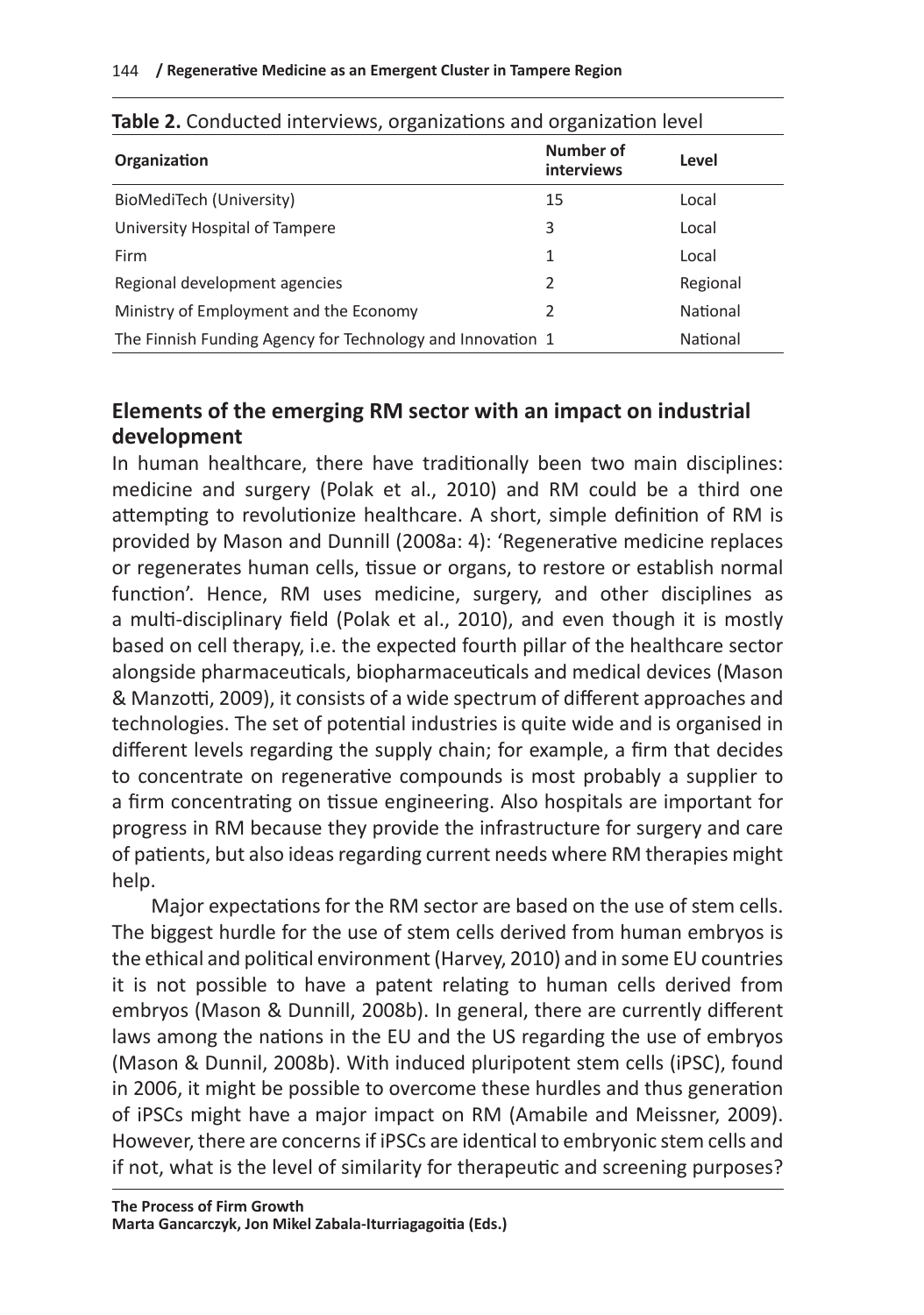**Table 2.** Conducted interviews, organizations and organization level

| Organization | Number of interviews | Level |
|---|---|---|
| BioMediTech (University) | 15 | Local |
| University Hospital of Tampere | 3 | Local |
| Firm | 1 | Local |
| Regional development agencies | 2 | Regional |
| Ministry of Employment and the Economy | 2 | National |
| The Finnish Funding Agency for Technology and Innovation | 1 | National |

## Elements of the emerging RM sector with an impact on industrial development

In human healthcare, there have traditionally been two main disciplines: medicine and surgery (Polak et al., 2010) and RM could be a third one attempting to revolutionize healthcare. A short, simple definition of RM is provided by Mason and Dunnill (2008a: 4): 'Regenerative medicine replaces or regenerates human cells, tissue or organs, to restore or establish normal function'. Hence, RM uses medicine, surgery, and other disciplines as a multi-disciplinary field (Polak et al., 2010), and even though it is mostly based on cell therapy, i.e. the expected fourth pillar of the healthcare sector alongside pharmaceuticals, biopharmaceuticals and medical devices (Mason & Manzotti, 2009), it consists of a wide spectrum of different approaches and technologies. The set of potential industries is quite wide and is organised in different levels regarding the supply chain; for example, a firm that decides to concentrate on regenerative compounds is most probably a supplier to a firm concentrating on tissue engineering. Also hospitals are important for progress in RM because they provide the infrastructure for surgery and care of patients, but also ideas regarding current needs where RM therapies might help.

Major expectations for the RM sector are based on the use of stem cells. The biggest hurdle for the use of stem cells derived from human embryos is the ethical and political environment (Harvey, 2010) and in some EU countries it is not possible to have a patent relating to human cells derived from embryos (Mason & Dunnill, 2008b). In general, there are currently different laws among the nations in the EU and the US regarding the use of embryos (Mason & Dunnil, 2008b). With induced pluripotent stem cells (iPSC), found in 2006, it might be possible to overcome these hurdles and thus generation of iPSCs might have a major impact on RM (Amabile and Meissner, 2009). However, there are concerns if iPSCs are identical to embryonic stem cells and if not, what is the level of similarity for therapeutic and screening purposes?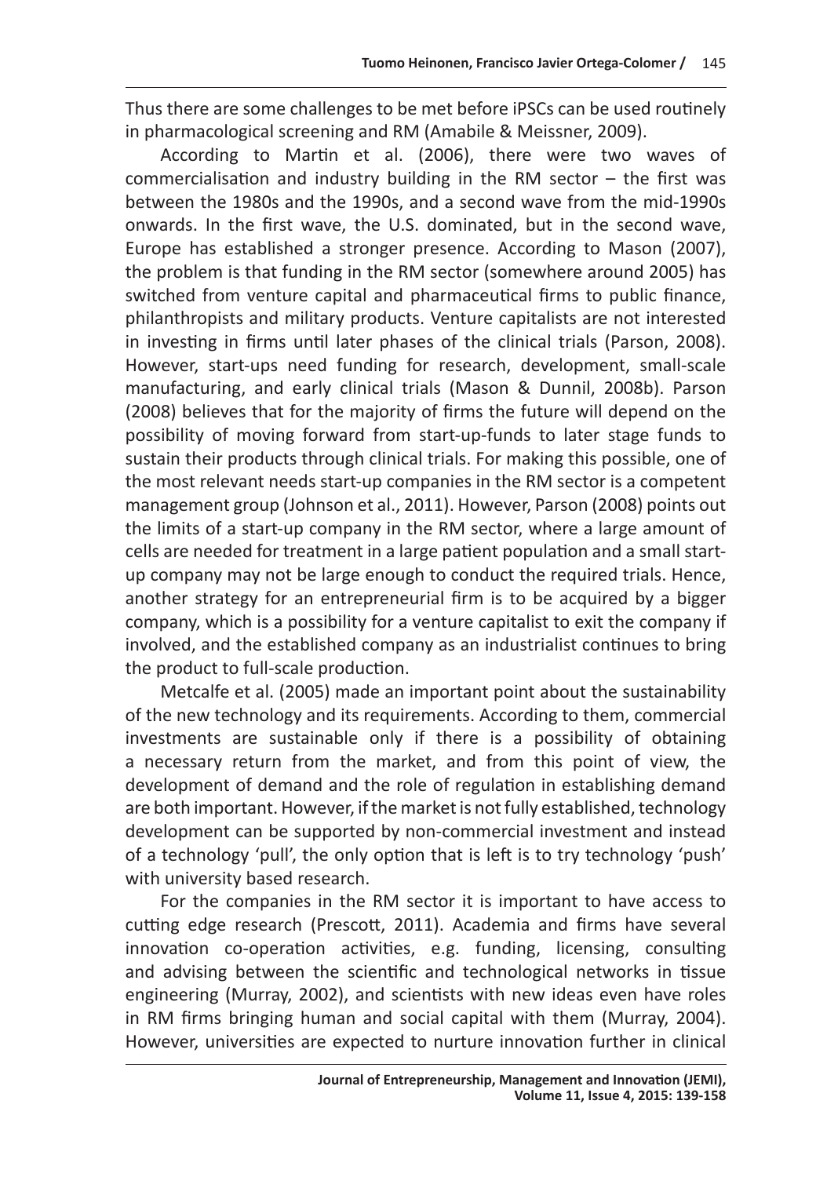Thus there are some challenges to be met before iPSCs can be used routinely in pharmacological screening and RM (Amabile & Meissner, 2009).

According to Martin et al. (2006), there were two waves of commercialisation and industry building in the RM sector – the first was between the 1980s and the 1990s, and a second wave from the mid-1990s onwards. In the first wave, the U.S. dominated, but in the second wave, Europe has established a stronger presence. According to Mason (2007), the problem is that funding in the RM sector (somewhere around 2005) has switched from venture capital and pharmaceutical firms to public finance, philanthropists and military products. Venture capitalists are not interested in investing in firms until later phases of the clinical trials (Parson, 2008). However, start-ups need funding for research, development, small-scale manufacturing, and early clinical trials (Mason & Dunnil, 2008b). Parson (2008) believes that for the majority of firms the future will depend on the possibility of moving forward from start-up-funds to later stage funds to sustain their products through clinical trials. For making this possible, one of the most relevant needs start-up companies in the RM sector is a competent management group (Johnson et al., 2011). However, Parson (2008) points out the limits of a start-up company in the RM sector, where a large amount of cells are needed for treatment in a large patient population and a small start-up company may not be large enough to conduct the required trials. Hence, another strategy for an entrepreneurial firm is to be acquired by a bigger company, which is a possibility for a venture capitalist to exit the company if involved, and the established company as an industrialist continues to bring the product to full-scale production.

Metcalfe et al. (2005) made an important point about the sustainability of the new technology and its requirements. According to them, commercial investments are sustainable only if there is a possibility of obtaining a necessary return from the market, and from this point of view, the development of demand and the role of regulation in establishing demand are both important. However, if the market is not fully established, technology development can be supported by non-commercial investment and instead of a technology 'pull', the only option that is left is to try technology 'push' with university based research.

For the companies in the RM sector it is important to have access to cutting edge research (Prescott, 2011). Academia and firms have several innovation co-operation activities, e.g. funding, licensing, consulting and advising between the scientific and technological networks in tissue engineering (Murray, 2002), and scientists with new ideas even have roles in RM firms bringing human and social capital with them (Murray, 2004). However, universities are expected to nurture innovation further in clinical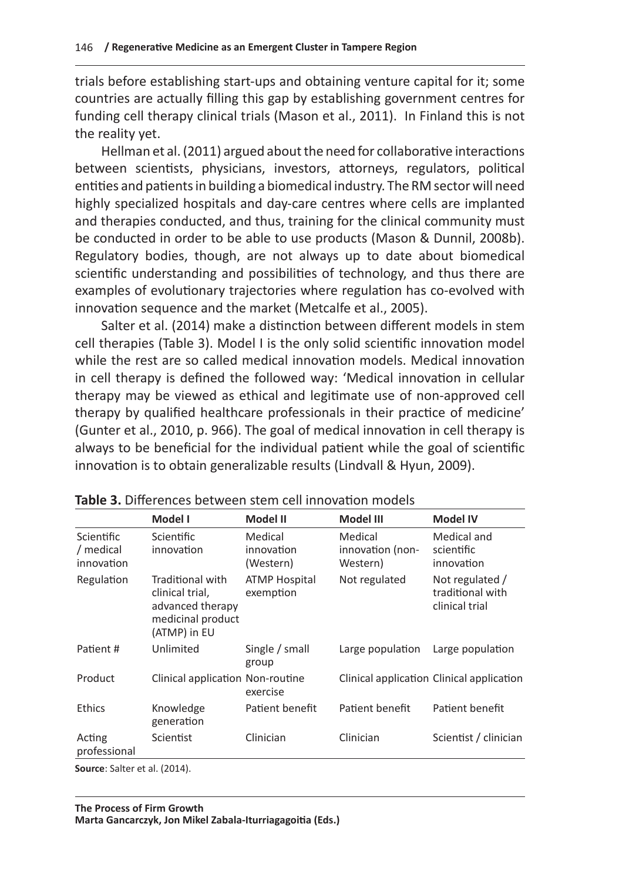trials before establishing start-ups and obtaining venture capital for it; some countries are actually filling this gap by establishing government centres for funding cell therapy clinical trials (Mason et al., 2011). In Finland this is not the reality yet.

Hellman et al. (2011) argued about the need for collaborative interactions between scientists, physicians, investors, attorneys, regulators, political entities and patients in building a biomedical industry. The RM sector will need highly specialized hospitals and day-care centres where cells are implanted and therapies conducted, and thus, training for the clinical community must be conducted in order to be able to use products (Mason & Dunnil, 2008b). Regulatory bodies, though, are not always up to date about biomedical scientific understanding and possibilities of technology, and thus there are examples of evolutionary trajectories where regulation has co-evolved with innovation sequence and the market (Metcalfe et al., 2005).

Salter et al. (2014) make a distinction between different models in stem cell therapies (Table 3). Model I is the only solid scientific innovation model while the rest are so called medical innovation models. Medical innovation in cell therapy is defined the followed way: 'Medical innovation in cellular therapy may be viewed as ethical and legitimate use of non-approved cell therapy by qualified healthcare professionals in their practice of medicine' (Gunter et al., 2010, p. 966). The goal of medical innovation in cell therapy is always to be beneficial for the individual patient while the goal of scientific innovation is to obtain generalizable results (Lindvall & Hyun, 2009).

**Table 3.** Differences between stem cell innovation models

| | Model I | Model II | Model III | Model IV |
|---|---|---|---|---|
| Scientific / medical innovation | Scientific innovation | Medical innovation (Western) | Medical innovation (non-Western) | Medical and scientific innovation |
| Regulation | Traditional with clinical trial, advanced therapy medicinal product (ATMP) in EU | ATMP Hospital exemption | Not regulated | Not regulated / traditional with clinical trial |
| Patient # | Unlimited | Single / small group | Large population | Large population |
| Product | Clinical application | Non-routine exercise | Clinical application | Clinical application |
| Ethics | Knowledge generation | Patient benefit | Patient benefit | Patient benefit |
| Acting professional | Scientist | Clinician | Clinician | Scientist / clinician |

**Source**: Salter et al. (2014).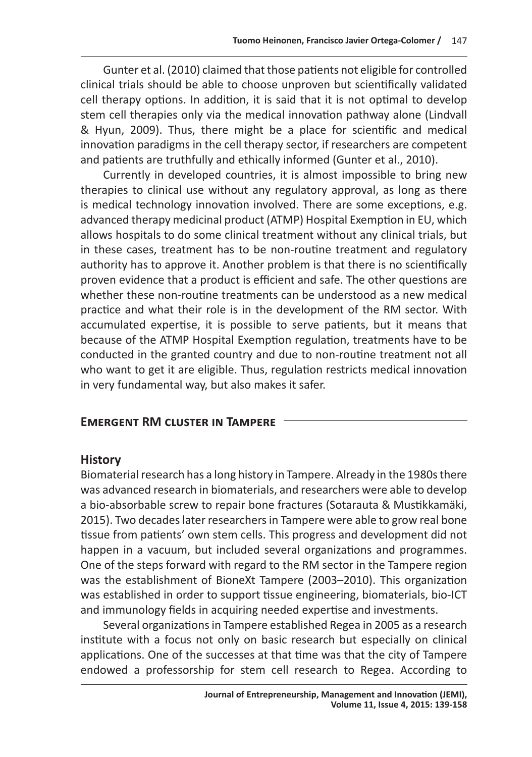Gunter et al. (2010) claimed that those patients not eligible for controlled clinical trials should be able to choose unproven but scientifically validated cell therapy options. In addition, it is said that it is not optimal to develop stem cell therapies only via the medical innovation pathway alone (Lindvall & Hyun, 2009). Thus, there might be a place for scientific and medical innovation paradigms in the cell therapy sector, if researchers are competent and patients are truthfully and ethically informed (Gunter et al., 2010).

Currently in developed countries, it is almost impossible to bring new therapies to clinical use without any regulatory approval, as long as there is medical technology innovation involved. There are some exceptions, e.g. advanced therapy medicinal product (ATMP) Hospital Exemption in EU, which allows hospitals to do some clinical treatment without any clinical trials, but in these cases, treatment has to be non-routine treatment and regulatory authority has to approve it. Another problem is that there is no scientifically proven evidence that a product is efficient and safe. The other questions are whether these non-routine treatments can be understood as a new medical practice and what their role is in the development of the RM sector. With accumulated expertise, it is possible to serve patients, but it means that because of the ATMP Hospital Exemption regulation, treatments have to be conducted in the granted country and due to non-routine treatment not all who want to get it are eligible. Thus, regulation restricts medical innovation in very fundamental way, but also makes it safer.

## Emergent RM cluster in Tampere

### History

Biomaterial research has a long history in Tampere. Already in the 1980s there was advanced research in biomaterials, and researchers were able to develop a bio-absorbable screw to repair bone fractures (Sotarauta & Mustikkamäki, 2015). Two decades later researchers in Tampere were able to grow real bone tissue from patients' own stem cells. This progress and development did not happen in a vacuum, but included several organizations and programmes. One of the steps forward with regard to the RM sector in the Tampere region was the establishment of BioneXt Tampere (2003–2010). This organization was established in order to support tissue engineering, biomaterials, bio-ICT and immunology fields in acquiring needed expertise and investments.

Several organizations in Tampere established Regea in 2005 as a research institute with a focus not only on basic research but especially on clinical applications. One of the successes at that time was that the city of Tampere endowed a professorship for stem cell research to Regea. According to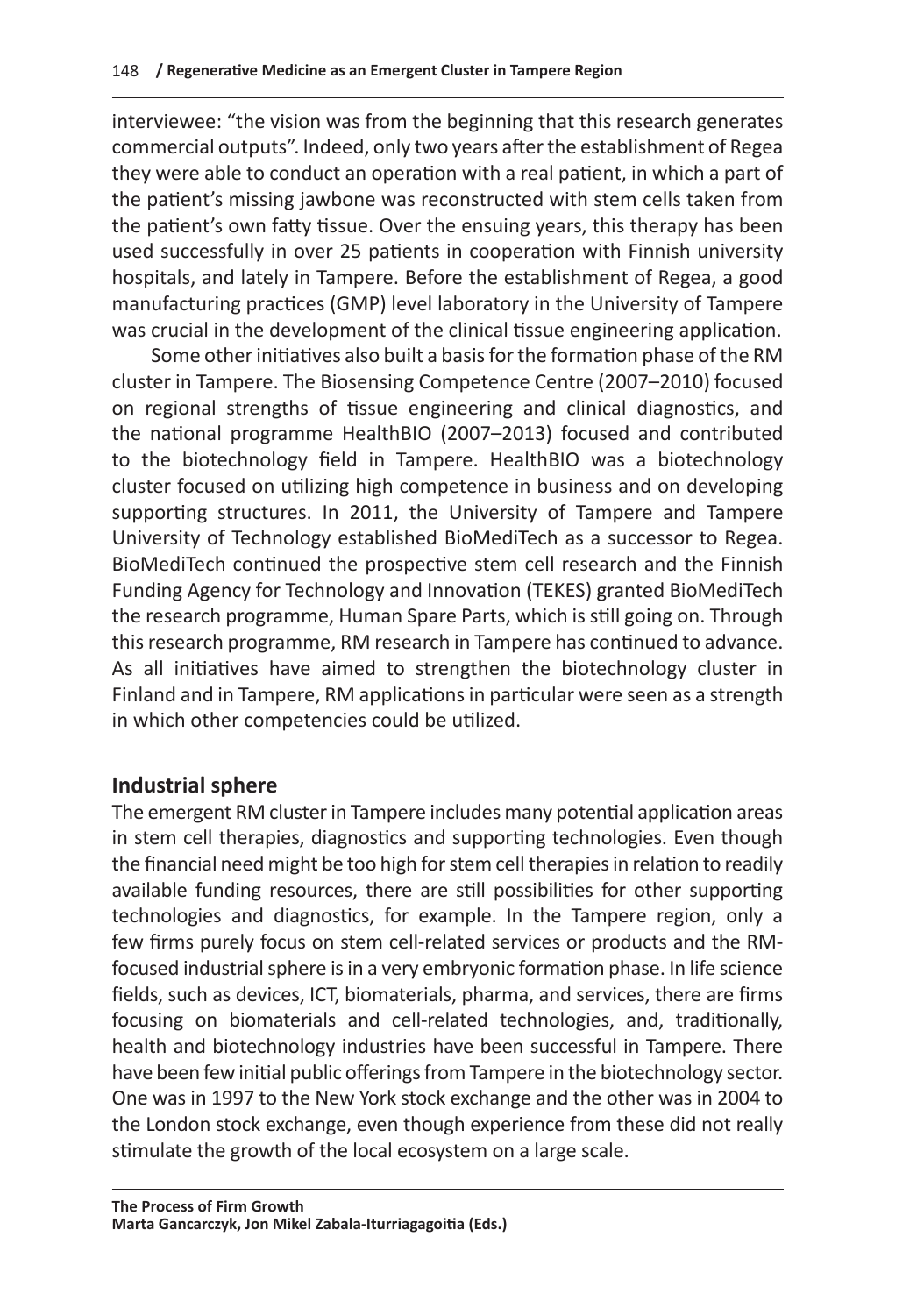interviewee: "the vision was from the beginning that this research generates commercial outputs". Indeed, only two years after the establishment of Regea they were able to conduct an operation with a real patient, in which a part of the patient's missing jawbone was reconstructed with stem cells taken from the patient's own fatty tissue. Over the ensuing years, this therapy has been used successfully in over 25 patients in cooperation with Finnish university hospitals, and lately in Tampere. Before the establishment of Regea, a good manufacturing practices (GMP) level laboratory in the University of Tampere was crucial in the development of the clinical tissue engineering application.

Some other initiatives also built a basis for the formation phase of the RM cluster in Tampere. The Biosensing Competence Centre (2007–2010) focused on regional strengths of tissue engineering and clinical diagnostics, and the national programme HealthBIO (2007–2013) focused and contributed to the biotechnology field in Tampere. HealthBIO was a biotechnology cluster focused on utilizing high competence in business and on developing supporting structures. In 2011, the University of Tampere and Tampere University of Technology established BioMediTech as a successor to Regea. BioMediTech continued the prospective stem cell research and the Finnish Funding Agency for Technology and Innovation (TEKES) granted BioMediTech the research programme, Human Spare Parts, which is still going on. Through this research programme, RM research in Tampere has continued to advance. As all initiatives have aimed to strengthen the biotechnology cluster in Finland and in Tampere, RM applications in particular were seen as a strength in which other competencies could be utilized.

## Industrial sphere

The emergent RM cluster in Tampere includes many potential application areas in stem cell therapies, diagnostics and supporting technologies. Even though the financial need might be too high for stem cell therapies in relation to readily available funding resources, there are still possibilities for other supporting technologies and diagnostics, for example. In the Tampere region, only a few firms purely focus on stem cell-related services or products and the RM-focused industrial sphere is in a very embryonic formation phase. In life science fields, such as devices, ICT, biomaterials, pharma, and services, there are firms focusing on biomaterials and cell-related technologies, and, traditionally, health and biotechnology industries have been successful in Tampere. There have been few initial public offerings from Tampere in the biotechnology sector. One was in 1997 to the New York stock exchange and the other was in 2004 to the London stock exchange, even though experience from these did not really stimulate the growth of the local ecosystem on a large scale.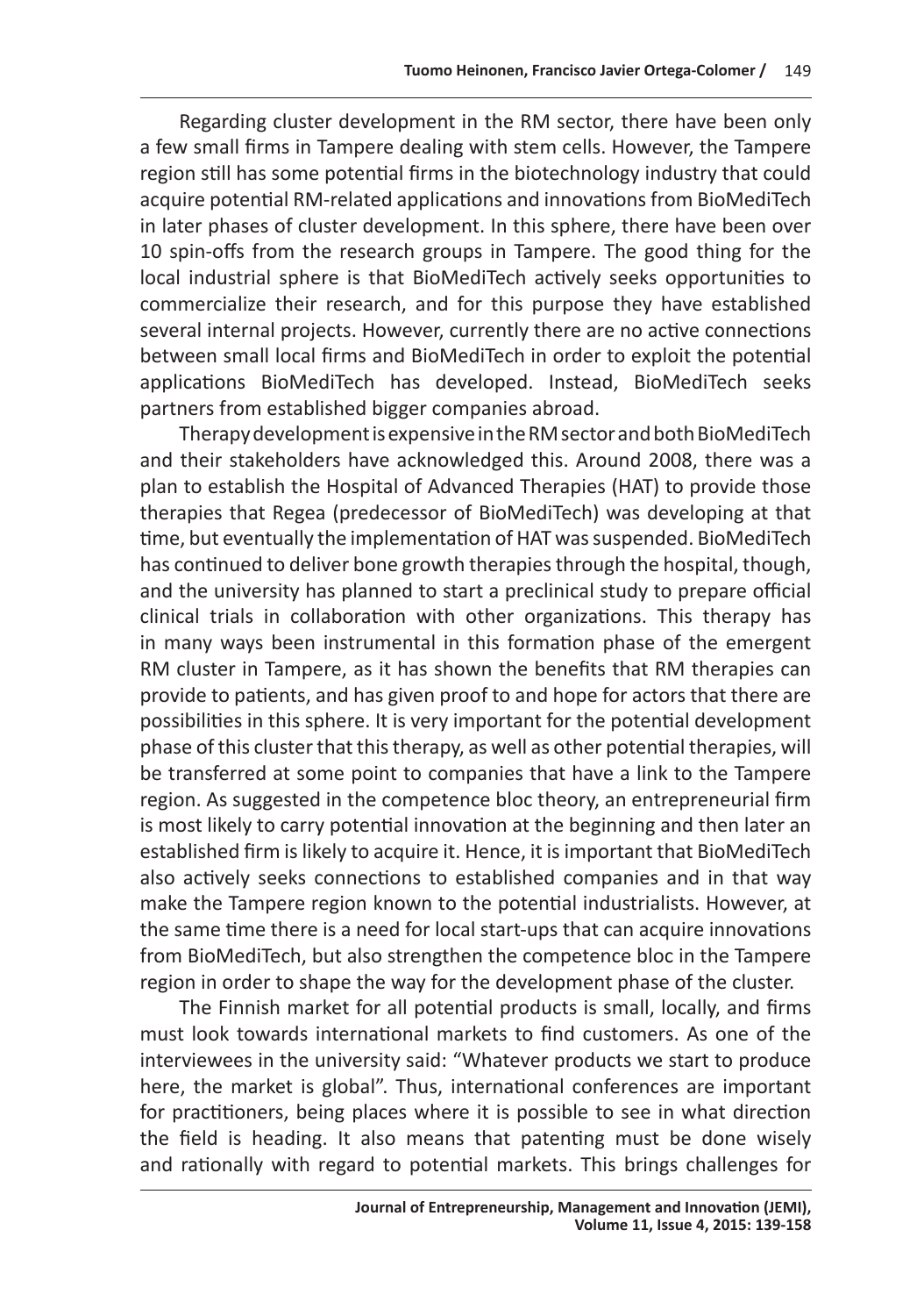Regarding cluster development in the RM sector, there have been only a few small firms in Tampere dealing with stem cells. However, the Tampere region still has some potential firms in the biotechnology industry that could acquire potential RM-related applications and innovations from BioMediTech in later phases of cluster development. In this sphere, there have been over 10 spin-offs from the research groups in Tampere. The good thing for the local industrial sphere is that BioMediTech actively seeks opportunities to commercialize their research, and for this purpose they have established several internal projects. However, currently there are no active connections between small local firms and BioMediTech in order to exploit the potential applications BioMediTech has developed. Instead, BioMediTech seeks partners from established bigger companies abroad.

Therapy development is expensive in the RM sector and both BioMediTech and their stakeholders have acknowledged this. Around 2008, there was a plan to establish the Hospital of Advanced Therapies (HAT) to provide those therapies that Regea (predecessor of BioMediTech) was developing at that time, but eventually the implementation of HAT was suspended. BioMediTech has continued to deliver bone growth therapies through the hospital, though, and the university has planned to start a preclinical study to prepare official clinical trials in collaboration with other organizations. This therapy has in many ways been instrumental in this formation phase of the emergent RM cluster in Tampere, as it has shown the benefits that RM therapies can provide to patients, and has given proof to and hope for actors that there are possibilities in this sphere. It is very important for the potential development phase of this cluster that this therapy, as well as other potential therapies, will be transferred at some point to companies that have a link to the Tampere region. As suggested in the competence bloc theory, an entrepreneurial firm is most likely to carry potential innovation at the beginning and then later an established firm is likely to acquire it. Hence, it is important that BioMediTech also actively seeks connections to established companies and in that way make the Tampere region known to the potential industrialists. However, at the same time there is a need for local start-ups that can acquire innovations from BioMediTech, but also strengthen the competence bloc in the Tampere region in order to shape the way for the development phase of the cluster.

The Finnish market for all potential products is small, locally, and firms must look towards international markets to find customers. As one of the interviewees in the university said: "Whatever products we start to produce here, the market is global". Thus, international conferences are important for practitioners, being places where it is possible to see in what direction the field is heading. It also means that patenting must be done wisely and rationally with regard to potential markets. This brings challenges for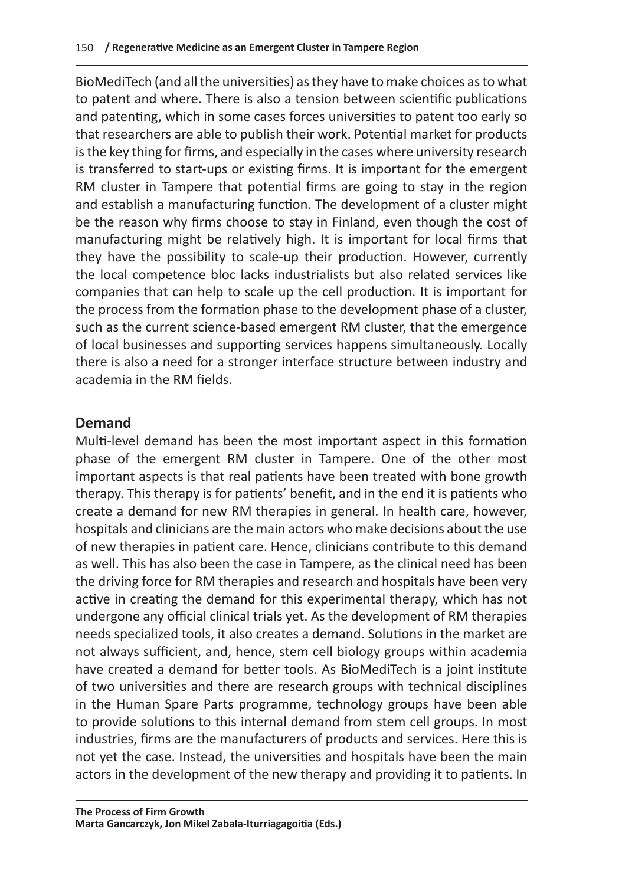BioMediTech (and all the universities) as they have to make choices as to what to patent and where. There is also a tension between scientific publications and patenting, which in some cases forces universities to patent too early so that researchers are able to publish their work. Potential market for products is the key thing for firms, and especially in the cases where university research is transferred to start-ups or existing firms. It is important for the emergent RM cluster in Tampere that potential firms are going to stay in the region and establish a manufacturing function. The development of a cluster might be the reason why firms choose to stay in Finland, even though the cost of manufacturing might be relatively high. It is important for local firms that they have the possibility to scale-up their production. However, currently the local competence bloc lacks industrialists but also related services like companies that can help to scale up the cell production. It is important for the process from the formation phase to the development phase of a cluster, such as the current science-based emergent RM cluster, that the emergence of local businesses and supporting services happens simultaneously. Locally there is also a need for a stronger interface structure between industry and academia in the RM fields.

## Demand

Multi-level demand has been the most important aspect in this formation phase of the emergent RM cluster in Tampere. One of the other most important aspects is that real patients have been treated with bone growth therapy. This therapy is for patients' benefit, and in the end it is patients who create a demand for new RM therapies in general. In health care, however, hospitals and clinicians are the main actors who make decisions about the use of new therapies in patient care. Hence, clinicians contribute to this demand as well. This has also been the case in Tampere, as the clinical need has been the driving force for RM therapies and research and hospitals have been very active in creating the demand for this experimental therapy, which has not undergone any official clinical trials yet. As the development of RM therapies needs specialized tools, it also creates a demand. Solutions in the market are not always sufficient, and, hence, stem cell biology groups within academia have created a demand for better tools. As BioMediTech is a joint institute of two universities and there are research groups with technical disciplines in the Human Spare Parts programme, technology groups have been able to provide solutions to this internal demand from stem cell groups. In most industries, firms are the manufacturers of products and services. Here this is not yet the case. Instead, the universities and hospitals have been the main actors in the development of the new therapy and providing it to patients. In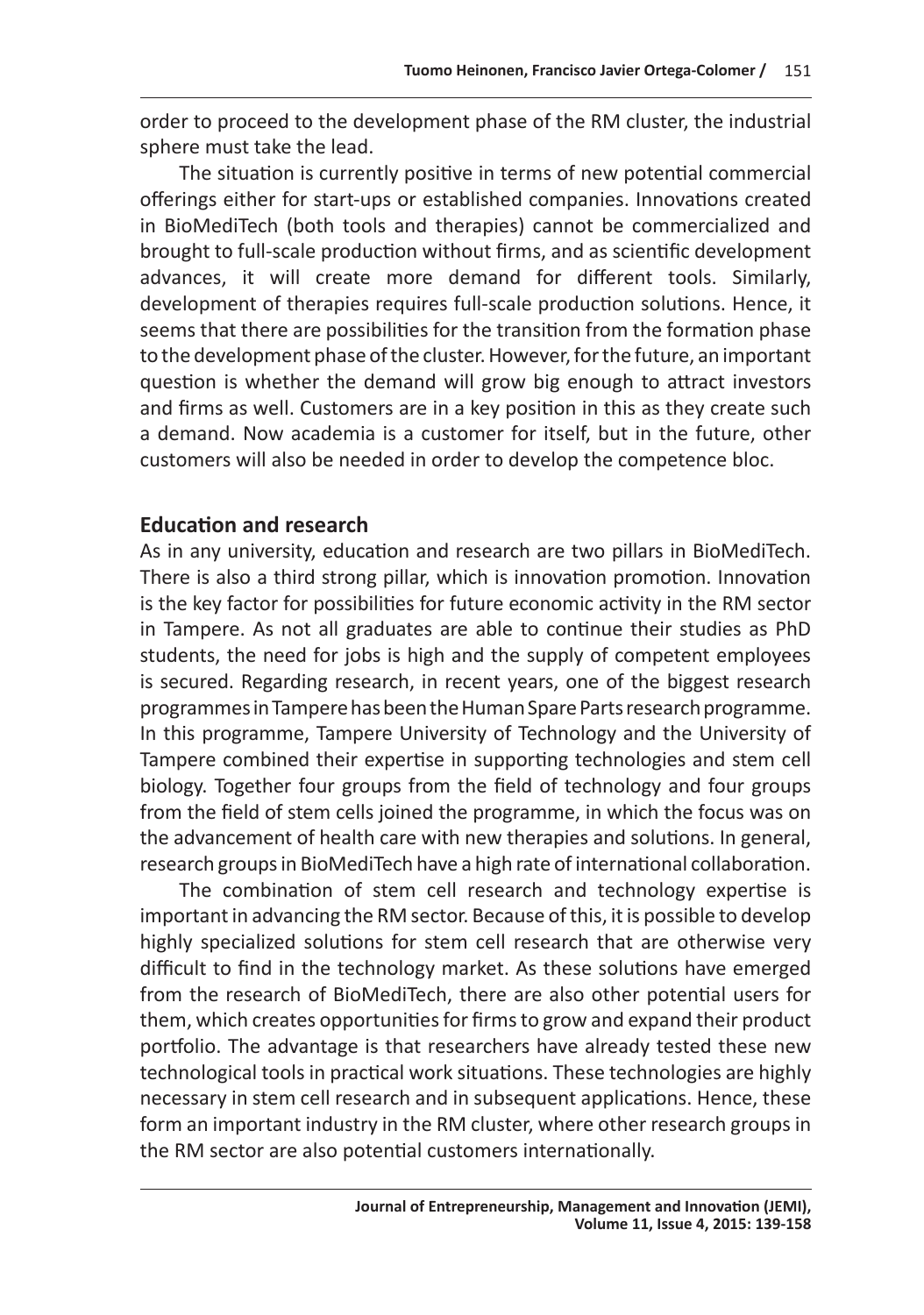order to proceed to the development phase of the RM cluster, the industrial sphere must take the lead.

The situation is currently positive in terms of new potential commercial offerings either for start-ups or established companies. Innovations created in BioMediTech (both tools and therapies) cannot be commercialized and brought to full-scale production without firms, and as scientific development advances, it will create more demand for different tools. Similarly, development of therapies requires full-scale production solutions. Hence, it seems that there are possibilities for the transition from the formation phase to the development phase of the cluster. However, for the future, an important question is whether the demand will grow big enough to attract investors and firms as well. Customers are in a key position in this as they create such a demand. Now academia is a customer for itself, but in the future, other customers will also be needed in order to develop the competence bloc.

## Education and research

As in any university, education and research are two pillars in BioMediTech. There is also a third strong pillar, which is innovation promotion. Innovation is the key factor for possibilities for future economic activity in the RM sector in Tampere. As not all graduates are able to continue their studies as PhD students, the need for jobs is high and the supply of competent employees is secured. Regarding research, in recent years, one of the biggest research programmes in Tampere has been the Human Spare Parts research programme. In this programme, Tampere University of Technology and the University of Tampere combined their expertise in supporting technologies and stem cell biology. Together four groups from the field of technology and four groups from the field of stem cells joined the programme, in which the focus was on the advancement of health care with new therapies and solutions. In general, research groups in BioMediTech have a high rate of international collaboration.

The combination of stem cell research and technology expertise is important in advancing the RM sector. Because of this, it is possible to develop highly specialized solutions for stem cell research that are otherwise very difficult to find in the technology market. As these solutions have emerged from the research of BioMediTech, there are also other potential users for them, which creates opportunities for firms to grow and expand their product portfolio. The advantage is that researchers have already tested these new technological tools in practical work situations. These technologies are highly necessary in stem cell research and in subsequent applications. Hence, these form an important industry in the RM cluster, where other research groups in the RM sector are also potential customers internationally.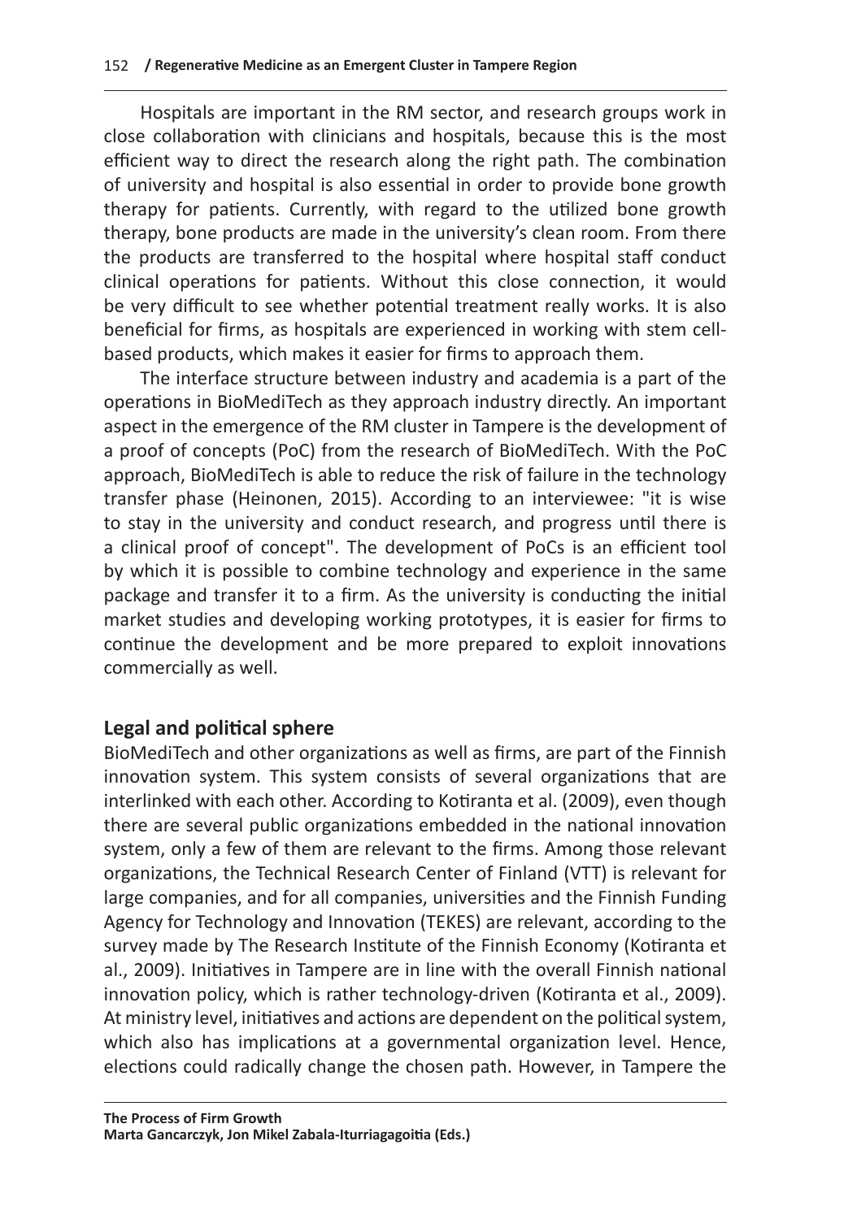Hospitals are important in the RM sector, and research groups work in close collaboration with clinicians and hospitals, because this is the most efficient way to direct the research along the right path. The combination of university and hospital is also essential in order to provide bone growth therapy for patients. Currently, with regard to the utilized bone growth therapy, bone products are made in the university's clean room. From there the products are transferred to the hospital where hospital staff conduct clinical operations for patients. Without this close connection, it would be very difficult to see whether potential treatment really works. It is also beneficial for firms, as hospitals are experienced in working with stem cell-based products, which makes it easier for firms to approach them.

The interface structure between industry and academia is a part of the operations in BioMediTech as they approach industry directly. An important aspect in the emergence of the RM cluster in Tampere is the development of a proof of concepts (PoC) from the research of BioMediTech. With the PoC approach, BioMediTech is able to reduce the risk of failure in the technology transfer phase (Heinonen, 2015). According to an interviewee: "it is wise to stay in the university and conduct research, and progress until there is a clinical proof of concept". The development of PoCs is an efficient tool by which it is possible to combine technology and experience in the same package and transfer it to a firm. As the university is conducting the initial market studies and developing working prototypes, it is easier for firms to continue the development and be more prepared to exploit innovations commercially as well.

## Legal and political sphere

BioMediTech and other organizations as well as firms, are part of the Finnish innovation system. This system consists of several organizations that are interlinked with each other. According to Kotiranta et al. (2009), even though there are several public organizations embedded in the national innovation system, only a few of them are relevant to the firms. Among those relevant organizations, the Technical Research Center of Finland (VTT) is relevant for large companies, and for all companies, universities and the Finnish Funding Agency for Technology and Innovation (TEKES) are relevant, according to the survey made by The Research Institute of the Finnish Economy (Kotiranta et al., 2009). Initiatives in Tampere are in line with the overall Finnish national innovation policy, which is rather technology-driven (Kotiranta et al., 2009). At ministry level, initiatives and actions are dependent on the political system, which also has implications at a governmental organization level. Hence, elections could radically change the chosen path. However, in Tampere the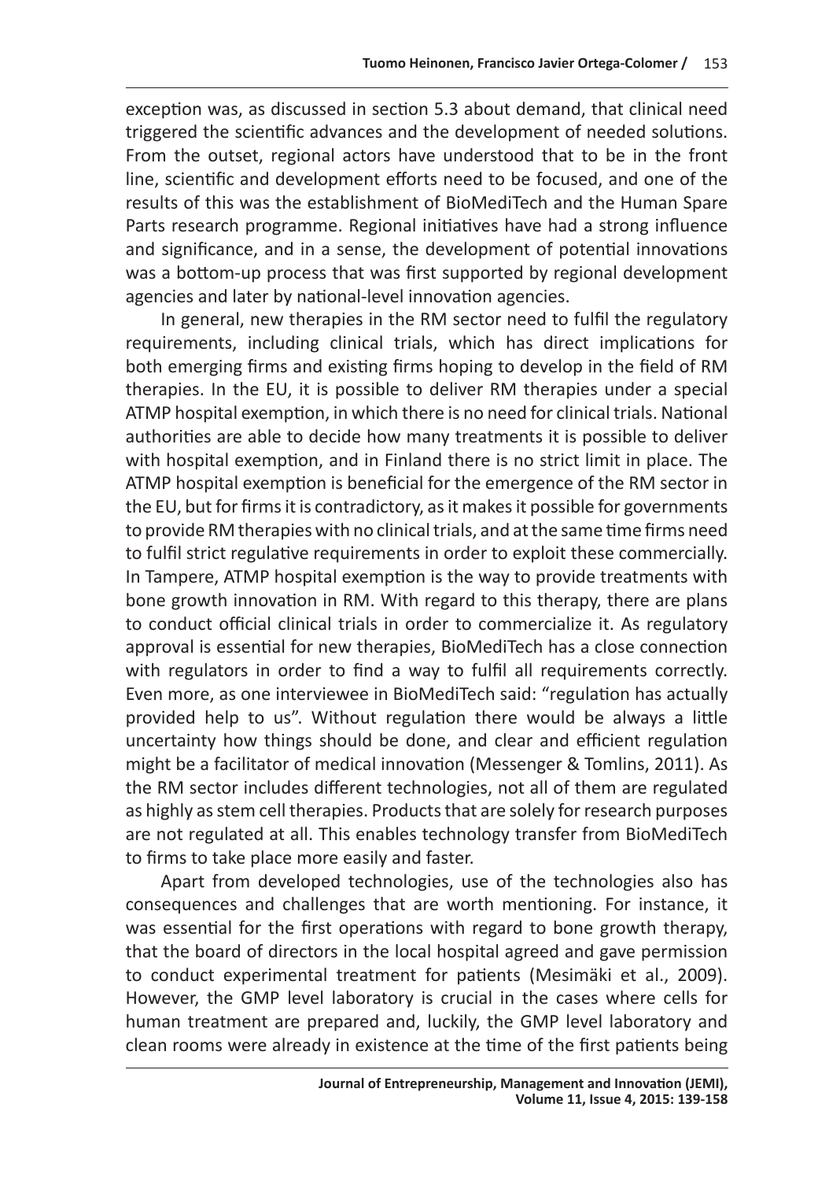exception was, as discussed in section 5.3 about demand, that clinical need triggered the scientific advances and the development of needed solutions. From the outset, regional actors have understood that to be in the front line, scientific and development efforts need to be focused, and one of the results of this was the establishment of BioMediTech and the Human Spare Parts research programme. Regional initiatives have had a strong influence and significance, and in a sense, the development of potential innovations was a bottom-up process that was first supported by regional development agencies and later by national-level innovation agencies.

In general, new therapies in the RM sector need to fulfil the regulatory requirements, including clinical trials, which has direct implications for both emerging firms and existing firms hoping to develop in the field of RM therapies. In the EU, it is possible to deliver RM therapies under a special ATMP hospital exemption, in which there is no need for clinical trials. National authorities are able to decide how many treatments it is possible to deliver with hospital exemption, and in Finland there is no strict limit in place. The ATMP hospital exemption is beneficial for the emergence of the RM sector in the EU, but for firms it is contradictory, as it makes it possible for governments to provide RM therapies with no clinical trials, and at the same time firms need to fulfil strict regulative requirements in order to exploit these commercially. In Tampere, ATMP hospital exemption is the way to provide treatments with bone growth innovation in RM. With regard to this therapy, there are plans to conduct official clinical trials in order to commercialize it. As regulatory approval is essential for new therapies, BioMediTech has a close connection with regulators in order to find a way to fulfil all requirements correctly. Even more, as one interviewee in BioMediTech said: "regulation has actually provided help to us". Without regulation there would be always a little uncertainty how things should be done, and clear and efficient regulation might be a facilitator of medical innovation (Messenger & Tomlins, 2011). As the RM sector includes different technologies, not all of them are regulated as highly as stem cell therapies. Products that are solely for research purposes are not regulated at all. This enables technology transfer from BioMediTech to firms to take place more easily and faster.

Apart from developed technologies, use of the technologies also has consequences and challenges that are worth mentioning. For instance, it was essential for the first operations with regard to bone growth therapy, that the board of directors in the local hospital agreed and gave permission to conduct experimental treatment for patients (Mesimäki et al., 2009). However, the GMP level laboratory is crucial in the cases where cells for human treatment are prepared and, luckily, the GMP level laboratory and clean rooms were already in existence at the time of the first patients being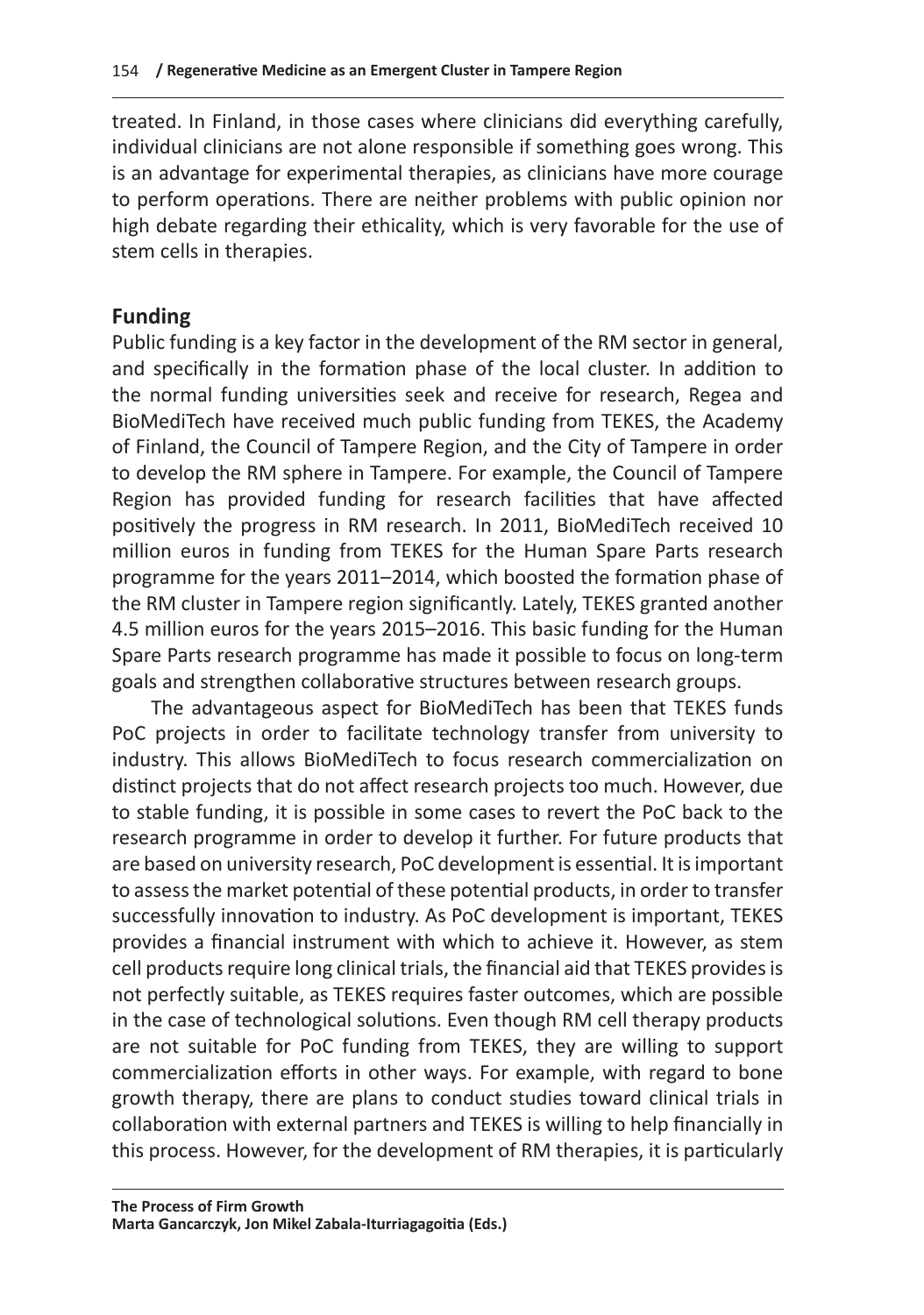treated. In Finland, in those cases where clinicians did everything carefully, individual clinicians are not alone responsible if something goes wrong. This is an advantage for experimental therapies, as clinicians have more courage to perform operations. There are neither problems with public opinion nor high debate regarding their ethicality, which is very favorable for the use of stem cells in therapies.

## Funding

Public funding is a key factor in the development of the RM sector in general, and specifically in the formation phase of the local cluster. In addition to the normal funding universities seek and receive for research, Regea and BioMediTech have received much public funding from TEKES, the Academy of Finland, the Council of Tampere Region, and the City of Tampere in order to develop the RM sphere in Tampere. For example, the Council of Tampere Region has provided funding for research facilities that have affected positively the progress in RM research. In 2011, BioMediTech received 10 million euros in funding from TEKES for the Human Spare Parts research programme for the years 2011–2014, which boosted the formation phase of the RM cluster in Tampere region significantly. Lately, TEKES granted another 4.5 million euros for the years 2015–2016. This basic funding for the Human Spare Parts research programme has made it possible to focus on long-term goals and strengthen collaborative structures between research groups.

The advantageous aspect for BioMediTech has been that TEKES funds PoC projects in order to facilitate technology transfer from university to industry. This allows BioMediTech to focus research commercialization on distinct projects that do not affect research projects too much. However, due to stable funding, it is possible in some cases to revert the PoC back to the research programme in order to develop it further. For future products that are based on university research, PoC development is essential. It is important to assess the market potential of these potential products, in order to transfer successfully innovation to industry. As PoC development is important, TEKES provides a financial instrument with which to achieve it. However, as stem cell products require long clinical trials, the financial aid that TEKES provides is not perfectly suitable, as TEKES requires faster outcomes, which are possible in the case of technological solutions. Even though RM cell therapy products are not suitable for PoC funding from TEKES, they are willing to support commercialization efforts in other ways. For example, with regard to bone growth therapy, there are plans to conduct studies toward clinical trials in collaboration with external partners and TEKES is willing to help financially in this process. However, for the development of RM therapies, it is particularly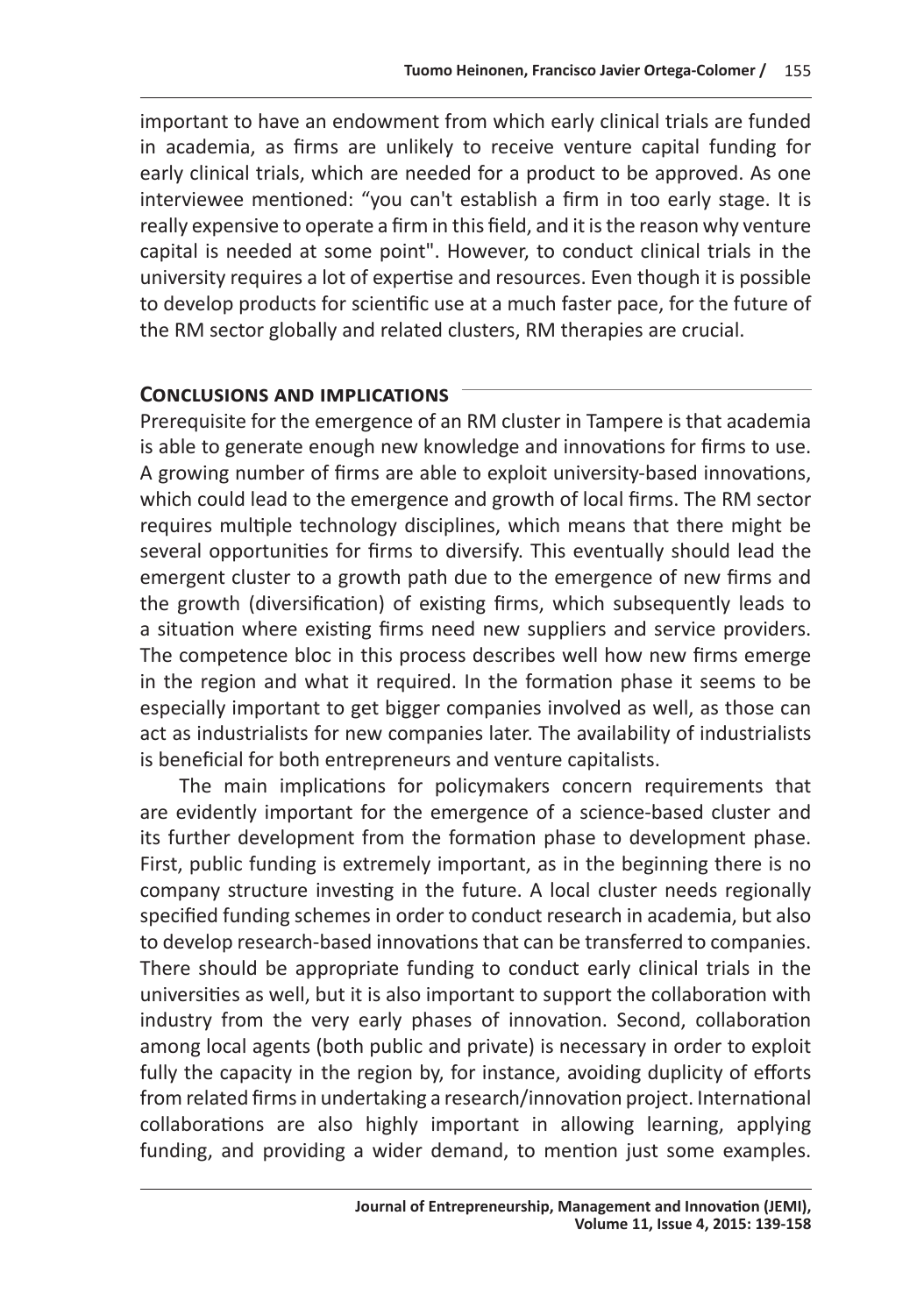important to have an endowment from which early clinical trials are funded in academia, as firms are unlikely to receive venture capital funding for early clinical trials, which are needed for a product to be approved. As one interviewee mentioned: "you can't establish a firm in too early stage. It is really expensive to operate a firm in this field, and it is the reason why venture capital is needed at some point". However, to conduct clinical trials in the university requires a lot of expertise and resources. Even though it is possible to develop products for scientific use at a much faster pace, for the future of the RM sector globally and related clusters, RM therapies are crucial.

## Conclusions and implications

Prerequisite for the emergence of an RM cluster in Tampere is that academia is able to generate enough new knowledge and innovations for firms to use. A growing number of firms are able to exploit university-based innovations, which could lead to the emergence and growth of local firms. The RM sector requires multiple technology disciplines, which means that there might be several opportunities for firms to diversify. This eventually should lead the emergent cluster to a growth path due to the emergence of new firms and the growth (diversification) of existing firms, which subsequently leads to a situation where existing firms need new suppliers and service providers. The competence bloc in this process describes well how new firms emerge in the region and what it required. In the formation phase it seems to be especially important to get bigger companies involved as well, as those can act as industrialists for new companies later. The availability of industrialists is beneficial for both entrepreneurs and venture capitalists.

The main implications for policymakers concern requirements that are evidently important for the emergence of a science-based cluster and its further development from the formation phase to development phase. First, public funding is extremely important, as in the beginning there is no company structure investing in the future. A local cluster needs regionally specified funding schemes in order to conduct research in academia, but also to develop research-based innovations that can be transferred to companies. There should be appropriate funding to conduct early clinical trials in the universities as well, but it is also important to support the collaboration with industry from the very early phases of innovation. Second, collaboration among local agents (both public and private) is necessary in order to exploit fully the capacity in the region by, for instance, avoiding duplicity of efforts from related firms in undertaking a research/innovation project. International collaborations are also highly important in allowing learning, applying funding, and providing a wider demand, to mention just some examples.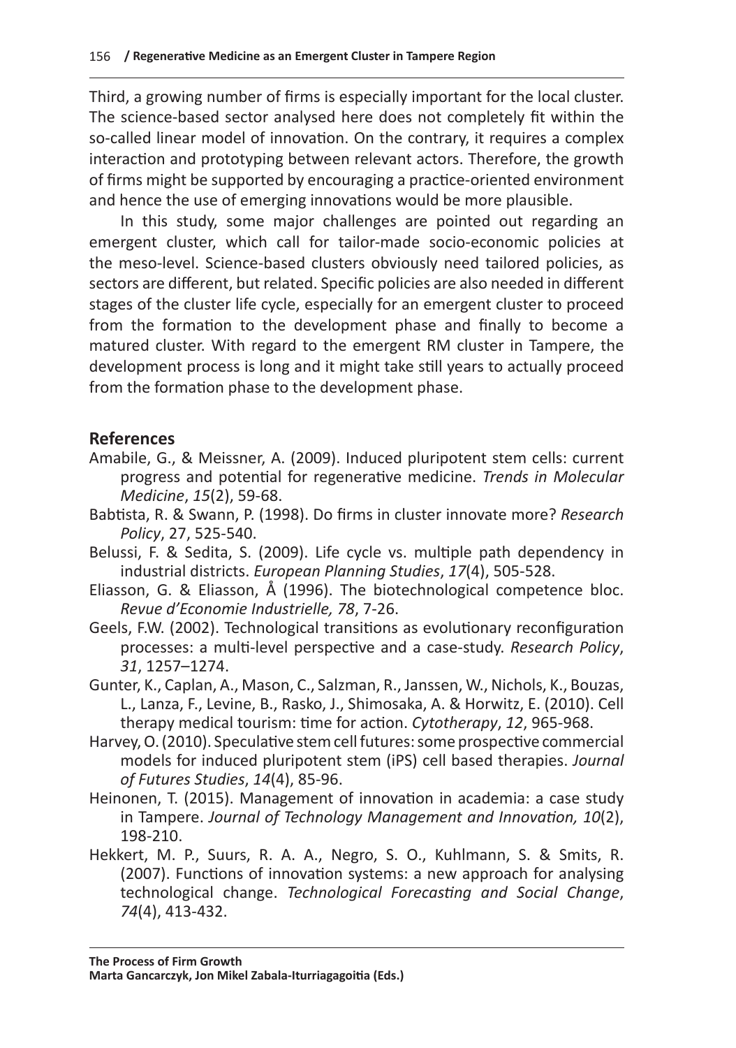Third, a growing number of firms is especially important for the local cluster. The science-based sector analysed here does not completely fit within the so-called linear model of innovation. On the contrary, it requires a complex interaction and prototyping between relevant actors. Therefore, the growth of firms might be supported by encouraging a practice-oriented environment and hence the use of emerging innovations would be more plausible.

In this study, some major challenges are pointed out regarding an emergent cluster, which call for tailor-made socio-economic policies at the meso-level. Science-based clusters obviously need tailored policies, as sectors are different, but related. Specific policies are also needed in different stages of the cluster life cycle, especially for an emergent cluster to proceed from the formation to the development phase and finally to become a matured cluster. With regard to the emergent RM cluster in Tampere, the development process is long and it might take still years to actually proceed from the formation phase to the development phase.

## References

Amabile, G., & Meissner, A. (2009). Induced pluripotent stem cells: current progress and potential for regenerative medicine. *Trends in Molecular Medicine*, *15*(2), 59-68.

Babtista, R. & Swann, P. (1998). Do firms in cluster innovate more? *Research Policy*, 27, 525-540.

Belussi, F. & Sedita, S. (2009). Life cycle vs. multiple path dependency in industrial districts. *European Planning Studies*, *17*(4), 505-528.

Eliasson, G. & Eliasson, Å (1996). The biotechnological competence bloc. *Revue d'Economie Industrielle, 78*, 7-26.

Geels, F.W. (2002). Technological transitions as evolutionary reconfiguration processes: a multi-level perspective and a case-study. *Research Policy*, *31*, 1257–1274.

Gunter, K., Caplan, A., Mason, C., Salzman, R., Janssen, W., Nichols, K., Bouzas, L., Lanza, F., Levine, B., Rasko, J., Shimosaka, A. & Horwitz, E. (2010). Cell therapy medical tourism: time for action. *Cytotherapy*, *12*, 965-968.

Harvey, O. (2010). Speculative stem cell futures: some prospective commercial models for induced pluripotent stem (iPS) cell based therapies. *Journal of Futures Studies*, *14*(4), 85-96.

Heinonen, T. (2015). Management of innovation in academia: a case study in Tampere. *Journal of Technology Management and Innovation, 10*(2), 198-210.

Hekkert, M. P., Suurs, R. A. A., Negro, S. O., Kuhlmann, S. & Smits, R. (2007). Functions of innovation systems: a new approach for analysing technological change. *Technological Forecasting and Social Change*, *74*(4), 413-432.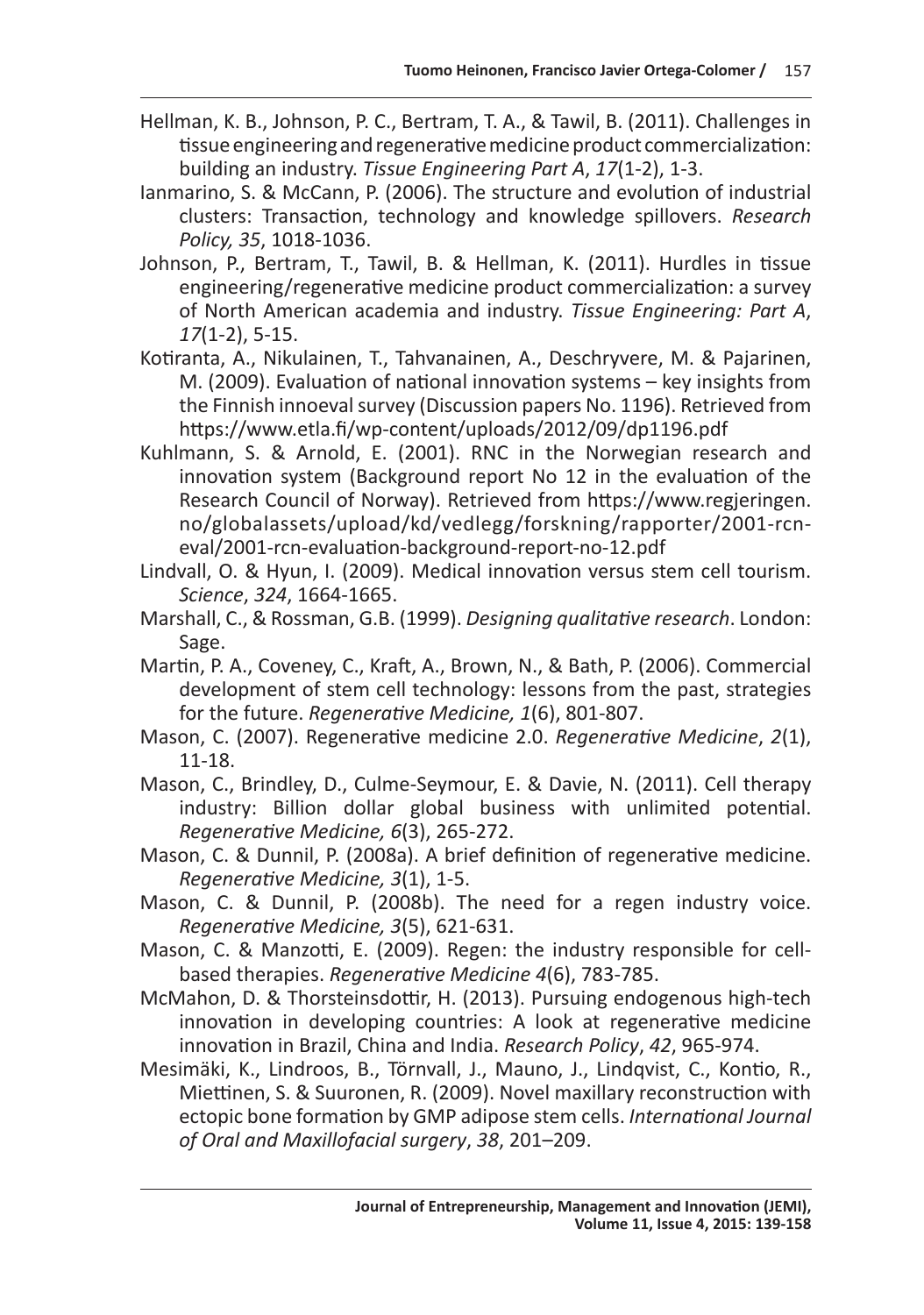Hellman, K. B., Johnson, P. C., Bertram, T. A., & Tawil, B. (2011). Challenges in tissue engineering and regenerative medicine product commercialization: building an industry. *Tissue Engineering Part A*, *17*(1-2), 1-3.

Ianmarino, S. & McCann, P. (2006). The structure and evolution of industrial clusters: Transaction, technology and knowledge spillovers. *Research Policy, 35*, 1018-1036.

Johnson, P., Bertram, T., Tawil, B. & Hellman, K. (2011). Hurdles in tissue engineering/regenerative medicine product commercialization: a survey of North American academia and industry. *Tissue Engineering: Part A*, *17*(1-2), 5-15.

Kotiranta, A., Nikulainen, T., Tahvanainen, A., Deschryvere, M. & Pajarinen, M. (2009). Evaluation of national innovation systems – key insights from the Finnish innoeval survey (Discussion papers No. 1196). Retrieved from https://www.etla.fi/wp-content/uploads/2012/09/dp1196.pdf

Kuhlmann, S. & Arnold, E. (2001). RNC in the Norwegian research and innovation system (Background report No 12 in the evaluation of the Research Council of Norway). Retrieved from https://www.regjeringen.no/globalassets/upload/kd/vedlegg/forskning/rapporter/2001-rcn-eval/2001-rcn-evaluation-background-report-no-12.pdf

Lindvall, O. & Hyun, I. (2009). Medical innovation versus stem cell tourism. *Science*, *324*, 1664-1665.

Marshall, C., & Rossman, G.B. (1999). *Designing qualitative research*. London: Sage.

Martin, P. A., Coveney, C., Kraft, A., Brown, N., & Bath, P. (2006). Commercial development of stem cell technology: lessons from the past, strategies for the future. *Regenerative Medicine, 1*(6), 801-807.

Mason, C. (2007). Regenerative medicine 2.0. *Regenerative Medicine*, *2*(1), 11-18.

Mason, C., Brindley, D., Culme-Seymour, E. & Davie, N. (2011). Cell therapy industry: Billion dollar global business with unlimited potential. *Regenerative Medicine, 6*(3), 265-272.

Mason, C. & Dunnil, P. (2008a). A brief definition of regenerative medicine. *Regenerative Medicine, 3*(1), 1-5.

Mason, C. & Dunnil, P. (2008b). The need for a regen industry voice. *Regenerative Medicine, 3*(5), 621-631.

Mason, C. & Manzotti, E. (2009). Regen: the industry responsible for cell-based therapies. *Regenerative Medicine 4*(6), 783-785.

McMahon, D. & Thorsteinsdottir, H. (2013). Pursuing endogenous high-tech innovation in developing countries: A look at regenerative medicine innovation in Brazil, China and India. *Research Policy*, *42*, 965-974.

Mesimäki, K., Lindroos, B., Törnvall, J., Mauno, J., Lindqvist, C., Kontio, R., Miettinen, S. & Suuronen, R. (2009). Novel maxillary reconstruction with ectopic bone formation by GMP adipose stem cells. *International Journal of Oral and Maxillofacial surgery*, *38*, 201–209.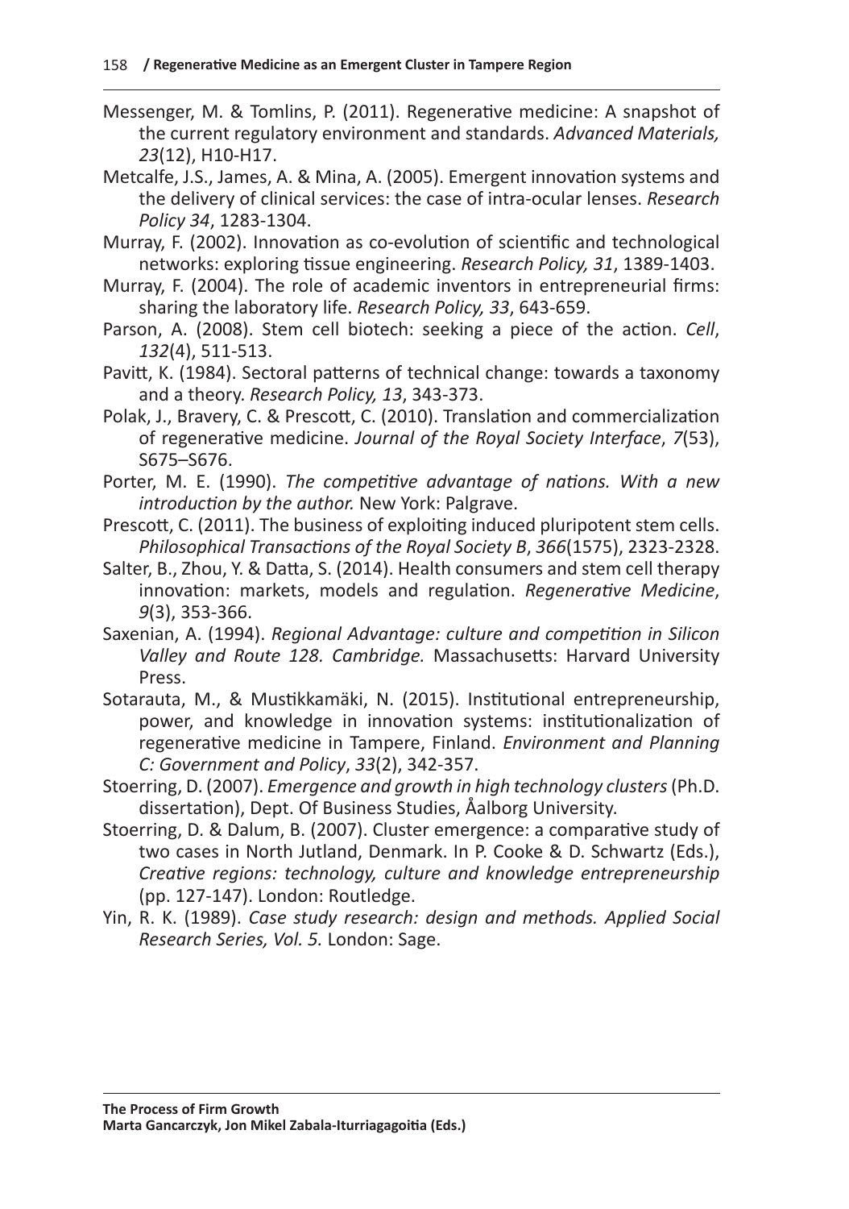Messenger, M. & Tomlins, P. (2011). Regenerative medicine: A snapshot of the current regulatory environment and standards. *Advanced Materials, 23*(12), H10-H17.

Metcalfe, J.S., James, A. & Mina, A. (2005). Emergent innovation systems and the delivery of clinical services: the case of intra-ocular lenses. *Research Policy 34*, 1283-1304.

Murray, F. (2002). Innovation as co-evolution of scientific and technological networks: exploring tissue engineering. *Research Policy, 31*, 1389-1403.

Murray, F. (2004). The role of academic inventors in entrepreneurial firms: sharing the laboratory life. *Research Policy, 33*, 643-659.

Parson, A. (2008). Stem cell biotech: seeking a piece of the action. *Cell*, *132*(4), 511-513.

Pavitt, K. (1984). Sectoral patterns of technical change: towards a taxonomy and a theory. *Research Policy, 13*, 343-373.

Polak, J., Bravery, C. & Prescott, C. (2010). Translation and commercialization of regenerative medicine. *Journal of the Royal Society Interface*, *7*(53), S675–S676.

Porter, M. E. (1990). *The competitive advantage of nations. With a new introduction by the author.* New York: Palgrave.

Prescott, C. (2011). The business of exploiting induced pluripotent stem cells. *Philosophical Transactions of the Royal Society B*, *366*(1575), 2323-2328.

Salter, B., Zhou, Y. & Datta, S. (2014). Health consumers and stem cell therapy innovation: markets, models and regulation. *Regenerative Medicine*, *9*(3), 353-366.

Saxenian, A. (1994). *Regional Advantage: culture and competition in Silicon Valley and Route 128. Cambridge.* Massachusetts: Harvard University Press.

Sotarauta, M., & Mustikkamäki, N. (2015). Institutional entrepreneurship, power, and knowledge in innovation systems: institutionalization of regenerative medicine in Tampere, Finland. *Environment and Planning C: Government and Policy*, *33*(2), 342-357.

Stoerring, D. (2007). *Emergence and growth in high technology clusters* (Ph.D. dissertation), Dept. Of Business Studies, Åalborg University.

Stoerring, D. & Dalum, B. (2007). Cluster emergence: a comparative study of two cases in North Jutland, Denmark. In P. Cooke & D. Schwartz (Eds.), *Creative regions: technology, culture and knowledge entrepreneurship* (pp. 127-147). London: Routledge.

Yin, R. K. (1989). *Case study research: design and methods. Applied Social Research Series, Vol. 5.* London: Sage.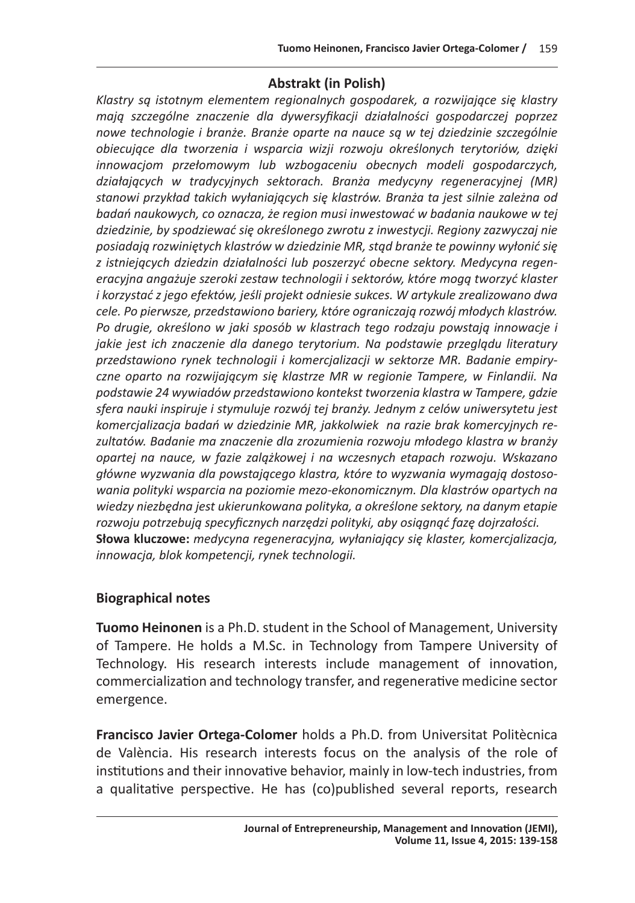## Abstrakt (in Polish)

*Klastry są istotnym elementem regionalnych gospodarek, a rozwijające się klastry mają szczególne znaczenie dla dywersyfikacji działalności gospodarczej poprzez nowe technologie i branże. Branże oparte na nauce są w tej dziedzinie szczególnie obiecujące dla tworzenia i wsparcia wizji rozwoju określonych terytoriów, dzięki innowacjom przełomowym lub wzbogaceniu obecnych modeli gospodarczych, działających w tradycyjnych sektorach. Branża medycyny regeneracyjnej (MR) stanowi przykład takich wyłaniających się klastrów. Branża ta jest silnie zależna od badań naukowych, co oznacza, że region musi inwestować w badania naukowe w tej dziedzinie, by spodziewać się określonego zwrotu z inwestycji. Regiony zazwyczaj nie posiadają rozwiniętych klastrów w dziedzinie MR, stąd branże te powinny wyłonić się z istniejących dziedzin działalności lub poszerzyć obecne sektory. Medycyna regeneracyjna angażuje szeroki zestaw technologii i sektorów, które mogą tworzyć klaster i korzystać z jego efektów, jeśli projekt odniesie sukces. W artykule zrealizowano dwa cele. Po pierwsze, przedstawiono bariery, które ograniczają rozwój młodych klastrów. Po drugie, określono w jaki sposób w klastrach tego rodzaju powstają innowacje i jakie jest ich znaczenie dla danego terytorium. Na podstawie przeglądu literatury przedstawiono rynek technologii i komercjalizacji w sektorze MR. Badanie empiryczne oparto na rozwijającym się klastrze MR w regionie Tampere, w Finlandii. Na podstawie 24 wywiadów przedstawiono kontekst tworzenia klastra w Tampere, gdzie sfera nauki inspiruje i stymuluje rozwój tej branży. Jednym z celów uniwersytetu jest komercjalizacja badań w dziedzinie MR, jakkolwiek na razie brak komercyjnych rezultatów. Badanie ma znaczenie dla zrozumienia rozwoju młodego klastra w branży opartej na nauce, w fazie zalążkowej i na wczesnych etapach rozwoju. Wskazano główne wyzwania dla powstającego klastra, które to wyzwania wymagają dostosowania polityki wsparcia na poziomie mezo-ekonomicznym. Dla klastrów opartych na wiedzy niezbędna jest ukierunkowana polityka, a określone sektory, na danym etapie rozwoju potrzebują specyficznych narzędzi polityki, aby osiągnąć fazę dojrzałości.*

**Słowa kluczowe:** *medycyna regeneracyjna, wyłaniający się klaster, komercjalizacja, innowacja, blok kompetencji, rynek technologii.*

## Biographical notes

**Tuomo Heinonen** is a Ph.D. student in the School of Management, University of Tampere. He holds a M.Sc. in Technology from Tampere University of Technology. His research interests include management of innovation, commercialization and technology transfer, and regenerative medicine sector emergence.

**Francisco Javier Ortega-Colomer** holds a Ph.D. from Universitat Politècnica de València. His research interests focus on the analysis of the role of institutions and their innovative behavior, mainly in low-tech industries, from a qualitative perspective. He has (co)published several reports, research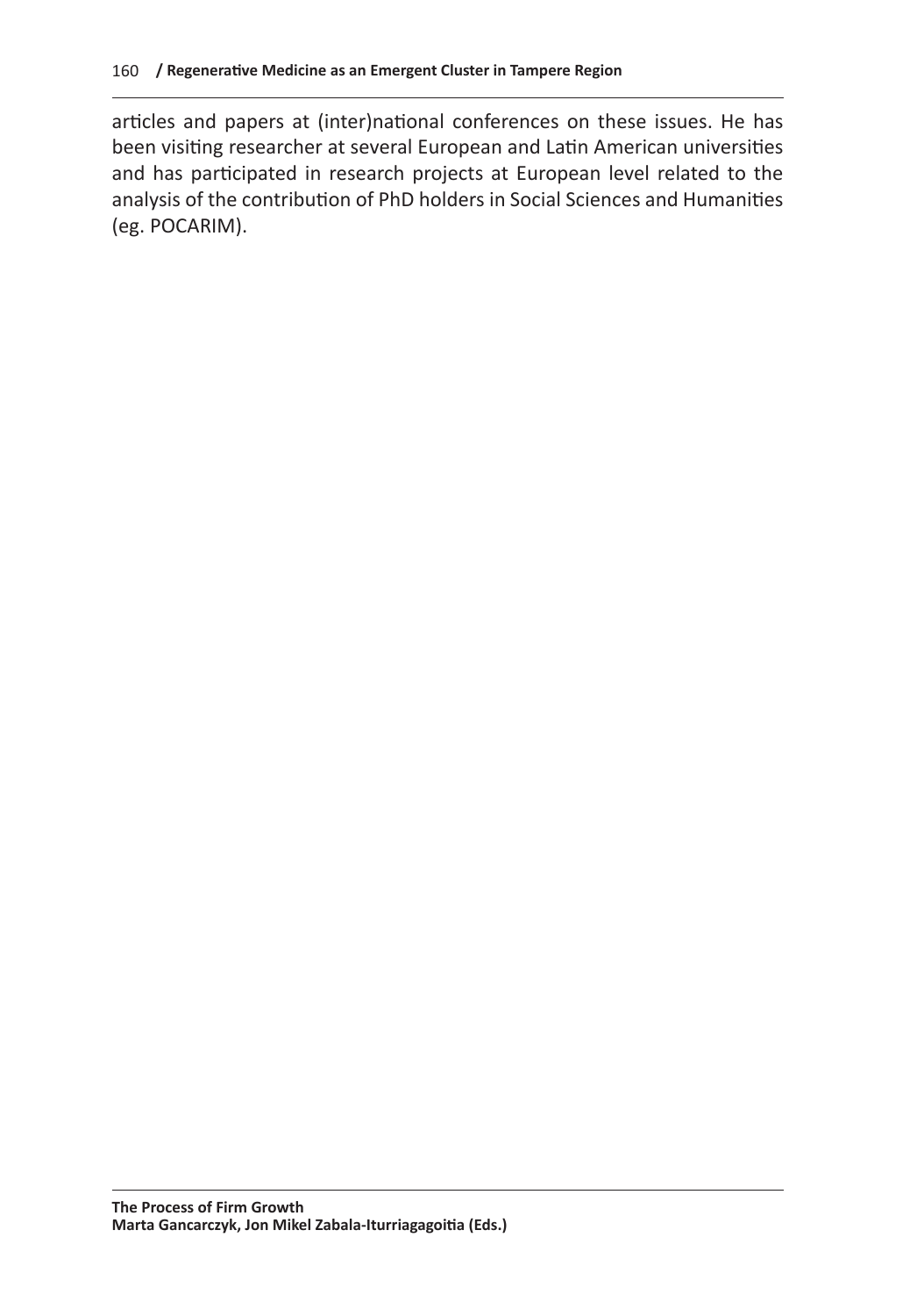articles and papers at (inter)national conferences on these issues. He has been visiting researcher at several European and Latin American universities and has participated in research projects at European level related to the analysis of the contribution of PhD holders in Social Sciences and Humanities (eg. POCARIM).